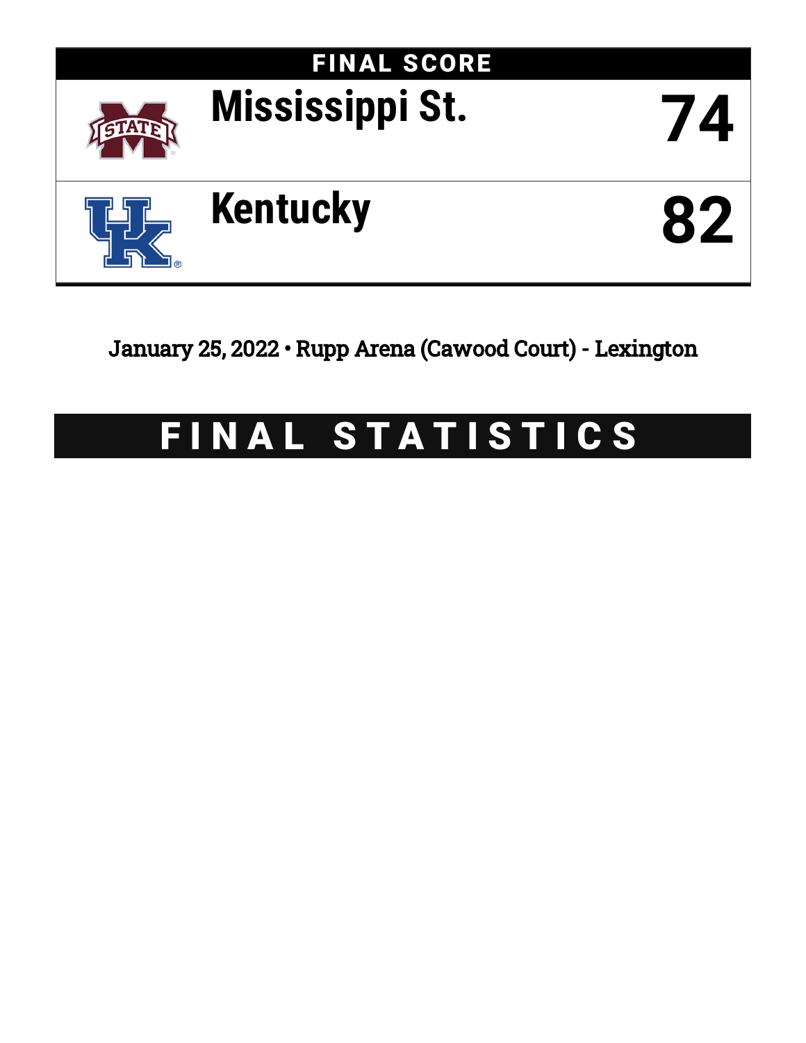# FINAL SCORE

| Team | Score |
| --- | --- |
| Mississippi St. | 74 |
| Kentucky | 82 |

January 25, 2022 • Rupp Arena (Cawood Court) - Lexington

# FINAL STATISTICS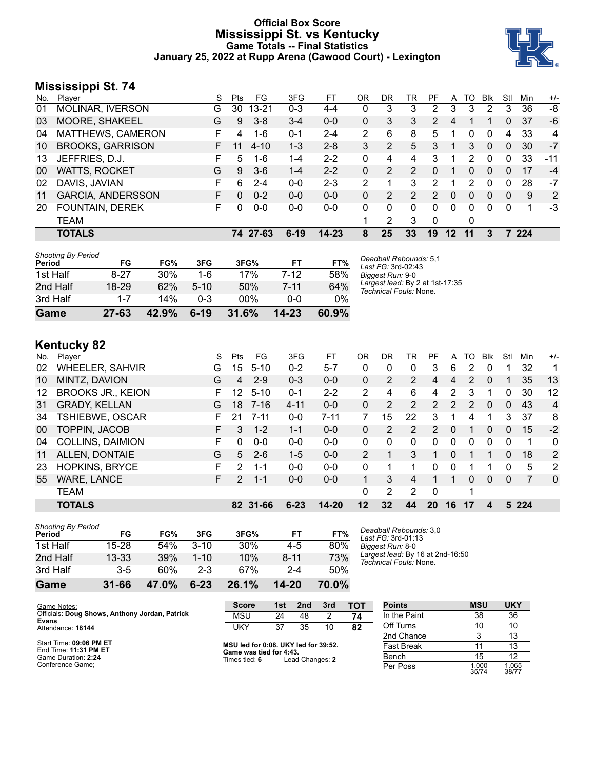# Official Box Score
# Mississippi St. vs Kentucky
## Game Totals -- Final Statistics
## January 25, 2022 at Rupp Arena (Cawood Court) - Lexington

## Mississippi St. 74

| No. | Player | S | Pts | FG | 3FG | FT | OR | DR | TR | PF | A | TO | Blk | Stl | Min | +/- |
|---|---|---|---|---|---|---|---|---|---|---|---|---|---|---|---|---|
| 01 | MOLINAR, IVERSON | G | 30 | 13-21 | 0-3 | 4-4 | 0 | 3 | 3 | 2 | 3 | 3 | 2 | 3 | 36 | -8 |
| 03 | MOORE, SHAKEEL | G | 9 | 3-8 | 3-4 | 0-0 | 0 | 3 | 3 | 2 | 4 | 1 | 1 | 0 | 37 | -6 |
| 04 | MATTHEWS, CAMERON | F | 4 | 1-6 | 0-1 | 2-4 | 2 | 6 | 8 | 5 | 1 | 0 | 0 | 4 | 33 | 4 |
| 10 | BROOKS, GARRISON | F | 11 | 4-10 | 1-3 | 2-8 | 3 | 2 | 5 | 3 | 1 | 3 | 0 | 0 | 30 | -7 |
| 13 | JEFFRIES, D.J. | F | 5 | 1-6 | 1-4 | 2-2 | 0 | 4 | 4 | 3 | 1 | 2 | 0 | 0 | 33 | -11 |
| 00 | WATTS, ROCKET | G | 9 | 3-6 | 1-4 | 2-2 | 0 | 2 | 2 | 0 | 1 | 0 | 0 | 0 | 17 | -4 |
| 02 | DAVIS, JAVIAN | F | 6 | 2-4 | 0-0 | 2-3 | 2 | 1 | 3 | 2 | 1 | 2 | 0 | 0 | 28 | -7 |
| 11 | GARCIA, ANDERSSON | F | 0 | 0-2 | 0-0 | 0-0 | 0 | 2 | 2 | 2 | 0 | 0 | 0 | 0 | 9 | 2 |
| 20 | FOUNTAIN, DEREK | F | 0 | 0-0 | 0-0 | 0-0 | 0 | 0 | 0 | 0 | 0 | 0 | 0 | 0 | 1 | -3 |
| | TEAM | | | | | | 1 | 2 | 3 | 0 | | 0 | | | | |
| | **TOTALS** | | **74** | **27-63** | **6-19** | **14-23** | **8** | **25** | **33** | **19** | **12** | **11** | **3** | **7** | **224** | |

*Shooting By Period*

| Period | FG | FG% | 3FG | 3FG% | FT | FT% |
|---|---|---|---|---|---|---|
| 1st Half | 8-27 | 30% | 1-6 | 17% | 7-12 | 58% |
| 2nd Half | 18-29 | 62% | 5-10 | 50% | 7-11 | 64% |
| 3rd Half | 1-7 | 14% | 0-3 | 00% | 0-0 | 0% |
| **Game** | **27-63** | **42.9%** | **6-19** | **31.6%** | **14-23** | **60.9%** |

*Deadball Rebounds:* 5,1
*Last FG:* 3rd-02:43
*Biggest Run:* 9-0
*Largest lead:* By 2 at 1st-17:35
*Technical Fouls:* None.

## Kentucky 82

| No. | Player | S | Pts | FG | 3FG | FT | OR | DR | TR | PF | A | TO | Blk | Stl | Min | +/- |
|---|---|---|---|---|---|---|---|---|---|---|---|---|---|---|---|---|
| 02 | WHEELER, SAHVIR | G | 15 | 5-10 | 0-2 | 5-7 | 0 | 0 | 0 | 3 | 6 | 2 | 0 | 1 | 32 | 1 |
| 10 | MINTZ, DAVION | G | 4 | 2-9 | 0-3 | 0-0 | 0 | 2 | 2 | 4 | 4 | 2 | 0 | 1 | 35 | 13 |
| 12 | BROOKS JR., KEION | F | 12 | 5-10 | 0-1 | 2-2 | 2 | 4 | 6 | 4 | 2 | 3 | 1 | 0 | 30 | 12 |
| 31 | GRADY, KELLAN | G | 18 | 7-16 | 4-11 | 0-0 | 0 | 2 | 2 | 2 | 2 | 2 | 0 | 0 | 43 | 4 |
| 34 | TSHIEBWE, OSCAR | F | 21 | 7-11 | 0-0 | 7-11 | 7 | 15 | 22 | 3 | 1 | 4 | 1 | 3 | 37 | 8 |
| 00 | TOPPIN, JACOB | F | 3 | 1-2 | 1-1 | 0-0 | 0 | 2 | 2 | 2 | 0 | 1 | 0 | 0 | 15 | -2 |
| 04 | COLLINS, DAIMION | F | 0 | 0-0 | 0-0 | 0-0 | 0 | 0 | 0 | 0 | 0 | 0 | 0 | 0 | 1 | 0 |
| 11 | ALLEN, DONTAIE | G | 5 | 2-6 | 1-5 | 0-0 | 2 | 1 | 3 | 1 | 0 | 1 | 1 | 0 | 18 | 2 |
| 23 | HOPKINS, BRYCE | F | 2 | 1-1 | 0-0 | 0-0 | 0 | 1 | 1 | 0 | 0 | 1 | 1 | 0 | 5 | 2 |
| 55 | WARE, LANCE | F | 2 | 1-1 | 0-0 | 0-0 | 1 | 3 | 4 | 1 | 1 | 0 | 0 | 0 | 7 | 0 |
| | TEAM | | | | | | 0 | 2 | 2 | 0 | | 1 | | | | |
| | **TOTALS** | | **82** | **31-66** | **6-23** | **14-20** | **12** | **32** | **44** | **20** | **16** | **17** | **4** | **5** | **224** | |

*Shooting By Period*

| Period | FG | FG% | 3FG | 3FG% | FT | FT% |
|---|---|---|---|---|---|---|
| 1st Half | 15-28 | 54% | 3-10 | 30% | 4-5 | 80% |
| 2nd Half | 13-33 | 39% | 1-10 | 10% | 8-11 | 73% |
| 3rd Half | 3-5 | 60% | 2-3 | 67% | 2-4 | 50% |
| **Game** | **31-66** | **47.0%** | **6-23** | **26.1%** | **14-20** | **70.0%** |

*Deadball Rebounds:* 3,0
*Last FG:* 3rd-01:13
*Biggest Run:* 8-0
*Largest lead:* By 16 at 2nd-16:50
*Technical Fouls:* None.

Game Notes:
Officials: **Doug Shows, Anthony Jordan, Patrick Evans**
Attendance: **18144**

Start Time: **09:06 PM ET**
End Time: **11:31 PM ET**
Game Duration: **2:24**
Conference Game;

| Score | 1st | 2nd | 3rd | TOT |
|---|---|---|---|---|
| MSU | 24 | 48 | 2 | **74** |
| UKY | 37 | 35 | 10 | **82** |

**MSU led for 0:08. UKY led for 39:52.**
**Game was tied for 4:43.**
Times tied: **6** Lead Changes: **2**

| Points | MSU | UKY |
|---|---|---|
| In the Paint | 38 | 36 |
| Off Turns | 10 | 10 |
| 2nd Chance | 3 | 13 |
| Fast Break | 11 | 13 |
| Bench | 15 | 12 |
| Per Poss | 1.000 35/74 | 1.065 38/77 |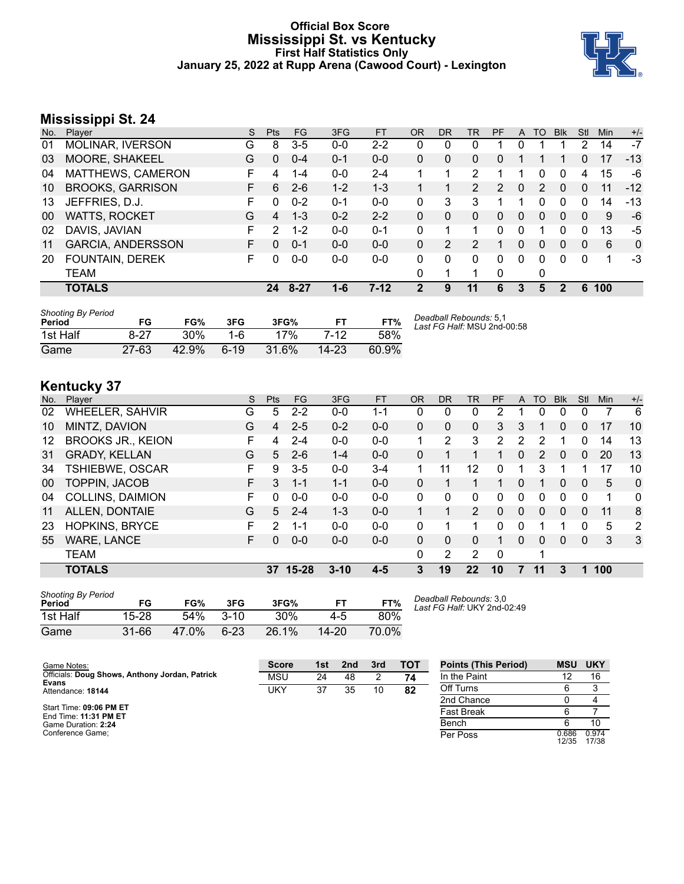# Official Box Score
# Mississippi St. vs Kentucky
### First Half Statistics Only
### January 25, 2022 at Rupp Arena (Cawood Court) - Lexington

## Mississippi St. 24

| No. | Player | S | Pts | FG | 3FG | FT | OR | DR | TR | PF | A | TO | Blk | Stl | Min | +/- |
|---|---|---|---|---|---|---|---|---|---|---|---|---|---|---|---|---|
| 01 | MOLINAR, IVERSON | G | 8 | 3-5 | 0-0 | 2-2 | 0 | 0 | 0 | 1 | 0 | 1 | 1 | 2 | 14 | -7 |
| 03 | MOORE, SHAKEEL | G | 0 | 0-4 | 0-1 | 0-0 | 0 | 0 | 0 | 0 | 1 | 1 | 1 | 0 | 17 | -13 |
| 04 | MATTHEWS, CAMERON | F | 4 | 1-4 | 0-0 | 2-4 | 1 | 1 | 2 | 1 | 1 | 0 | 0 | 4 | 15 | -6 |
| 10 | BROOKS, GARRISON | F | 6 | 2-6 | 1-2 | 1-3 | 1 | 1 | 2 | 2 | 0 | 2 | 0 | 0 | 11 | -12 |
| 13 | JEFFRIES, D.J. | F | 0 | 0-2 | 0-1 | 0-0 | 0 | 3 | 3 | 1 | 1 | 0 | 0 | 0 | 14 | -13 |
| 00 | WATTS, ROCKET | G | 4 | 1-3 | 0-2 | 2-2 | 0 | 0 | 0 | 0 | 0 | 0 | 0 | 0 | 9 | -6 |
| 02 | DAVIS, JAVIAN | F | 2 | 1-2 | 0-0 | 0-1 | 0 | 1 | 1 | 0 | 0 | 1 | 0 | 0 | 13 | -5 |
| 11 | GARCIA, ANDERSSON | F | 0 | 0-1 | 0-0 | 0-0 | 0 | 2 | 2 | 1 | 0 | 0 | 0 | 0 | 6 | 0 |
| 20 | FOUNTAIN, DEREK | F | 0 | 0-0 | 0-0 | 0-0 | 0 | 0 | 0 | 0 | 0 | 0 | 0 | 0 | 1 | -3 |
| | TEAM | | | | | | 0 | 1 | 1 | 0 | | 0 | | | | |
| | **TOTALS** | | **24** | **8-27** | **1-6** | **7-12** | **2** | **9** | **11** | **6** | **3** | **5** | **2** | **6** | **100** | |

*Shooting By Period*

| Period | FG | FG% | 3FG | 3FG% | FT | FT% |
|---|---|---|---|---|---|---|
| 1st Half | 8-27 | 30% | 1-6 | 17% | 7-12 | 58% |
| Game | 27-63 | 42.9% | 6-19 | 31.6% | 14-23 | 60.9% |

*Deadball Rebounds:* 5,1
*Last FG Half:* MSU 2nd-00:58

## Kentucky 37

| No. | Player | S | Pts | FG | 3FG | FT | OR | DR | TR | PF | A | TO | Blk | Stl | Min | +/- |
|---|---|---|---|---|---|---|---|---|---|---|---|---|---|---|---|---|
| 02 | WHEELER, SAHVIR | G | 5 | 2-2 | 0-0 | 1-1 | 0 | 0 | 0 | 2 | 1 | 0 | 0 | 0 | 7 | 6 |
| 10 | MINTZ, DAVION | G | 4 | 2-5 | 0-2 | 0-0 | 0 | 0 | 0 | 3 | 3 | 1 | 0 | 0 | 17 | 10 |
| 12 | BROOKS JR., KEION | F | 4 | 2-4 | 0-0 | 0-0 | 1 | 2 | 3 | 2 | 2 | 2 | 1 | 0 | 14 | 13 |
| 31 | GRADY, KELLAN | G | 5 | 2-6 | 1-4 | 0-0 | 0 | 1 | 1 | 1 | 0 | 2 | 0 | 0 | 20 | 13 |
| 34 | TSHIEBWE, OSCAR | F | 9 | 3-5 | 0-0 | 3-4 | 1 | 11 | 12 | 0 | 1 | 3 | 1 | 1 | 17 | 10 |
| 00 | TOPPIN, JACOB | F | 3 | 1-1 | 1-1 | 0-0 | 0 | 1 | 1 | 1 | 0 | 1 | 0 | 0 | 5 | 0 |
| 04 | COLLINS, DAIMION | F | 0 | 0-0 | 0-0 | 0-0 | 0 | 0 | 0 | 0 | 0 | 0 | 0 | 0 | 1 | 0 |
| 11 | ALLEN, DONTAIE | G | 5 | 2-4 | 1-3 | 0-0 | 1 | 1 | 2 | 0 | 0 | 0 | 0 | 0 | 11 | 8 |
| 23 | HOPKINS, BRYCE | F | 2 | 1-1 | 0-0 | 0-0 | 0 | 1 | 1 | 0 | 0 | 1 | 1 | 0 | 5 | 2 |
| 55 | WARE, LANCE | F | 0 | 0-0 | 0-0 | 0-0 | 0 | 0 | 0 | 1 | 0 | 0 | 0 | 0 | 3 | 3 |
| | TEAM | | | | | | 0 | 2 | 2 | 0 | | 1 | | | | |
| | **TOTALS** | | **37** | **15-28** | **3-10** | **4-5** | **3** | **19** | **22** | **10** | **7** | **11** | **3** | **1** | **100** | |

*Shooting By Period*

| Period | FG | FG% | 3FG | 3FG% | FT | FT% |
|---|---|---|---|---|---|---|
| 1st Half | 15-28 | 54% | 3-10 | 30% | 4-5 | 80% |
| Game | 31-66 | 47.0% | 6-23 | 26.1% | 14-20 | 70.0% |

*Deadball Rebounds:* 3,0
*Last FG Half:* UKY 2nd-02:49

Game Notes:
Officials: **Doug Shows, Anthony Jordan, Patrick Evans**
Attendance: **18144**

Start Time: **09:06 PM ET**
End Time: **11:31 PM ET**
Game Duration: **2:24**
Conference Game;

| Score | 1st | 2nd | 3rd | TOT |
|---|---|---|---|---|
| MSU | 24 | 48 | 2 | **74** |
| UKY | 37 | 35 | 10 | **82** |

| Points (This Period) | MSU | UKY |
|---|---|---|
| In the Paint | 12 | 16 |
| Off Turns | 6 | 3 |
| 2nd Chance | 0 | 4 |
| Fast Break | 6 | 7 |
| Bench | 6 | 10 |
| Per Poss | 0.686 12/35 | 0.974 17/38 |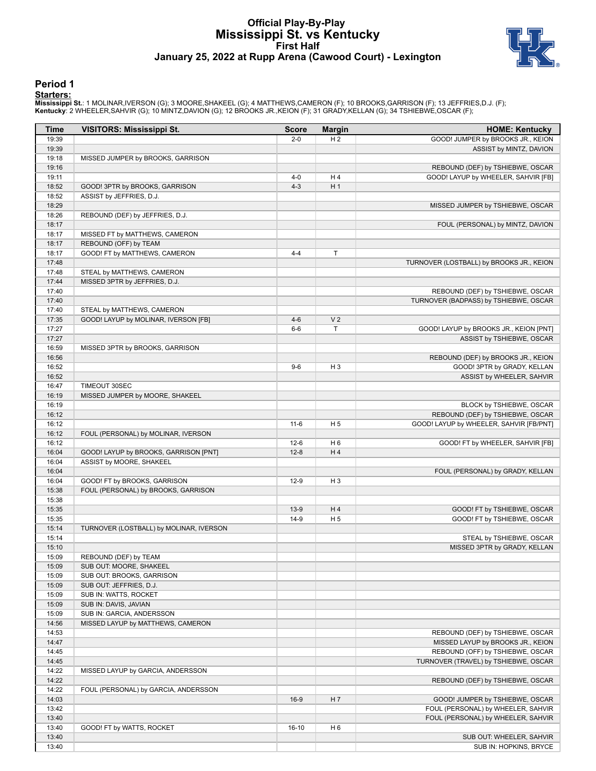# Official Play-By-Play
# Mississippi St. vs Kentucky
## First Half
## January 25, 2022 at Rupp Arena (Cawood Court) - Lexington

### Period 1

**Starters:**

**Mississippi St.**: 1 MOLINAR,IVERSON (G); 3 MOORE,SHAKEEL (G); 4 MATTHEWS,CAMERON (F); 10 BROOKS,GARRISON (F); 13 JEFFRIES,D.J. (F);
**Kentucky**: 2 WHEELER,SAHVIR (G); 10 MINTZ,DAVION (G); 12 BROOKS JR.,KEION (F); 31 GRADY,KELLAN (G); 34 TSHIEBWE,OSCAR (F);

| Time | VISITORS: Mississippi St. | Score | Margin | HOME: Kentucky |
|---|---|---|---|---|
| 19:39 | | 2-0 | H 2 | GOOD! JUMPER by BROOKS JR., KEION |
| 19:39 | | | | ASSIST by MINTZ, DAVION |
| 19:18 | MISSED JUMPER by BROOKS, GARRISON | | | |
| 19:16 | | | | REBOUND (DEF) by TSHIEBWE, OSCAR |
| 19:11 | | 4-0 | H 4 | GOOD! LAYUP by WHEELER, SAHVIR [FB] |
| 18:52 | GOOD! 3PTR by BROOKS, GARRISON | 4-3 | H 1 | |
| 18:52 | ASSIST by JEFFRIES, D.J. | | | |
| 18:29 | | | | MISSED JUMPER by TSHIEBWE, OSCAR |
| 18:26 | REBOUND (DEF) by JEFFRIES, D.J. | | | |
| 18:17 | | | | FOUL (PERSONAL) by MINTZ, DAVION |
| 18:17 | MISSED FT by MATTHEWS, CAMERON | | | |
| 18:17 | REBOUND (OFF) by TEAM | | | |
| 18:17 | GOOD! FT by MATTHEWS, CAMERON | 4-4 | T | |
| 17:48 | | | | TURNOVER (LOSTBALL) by BROOKS JR., KEION |
| 17:48 | STEAL by MATTHEWS, CAMERON | | | |
| 17:44 | MISSED 3PTR by JEFFRIES, D.J. | | | |
| 17:40 | | | | REBOUND (DEF) by TSHIEBWE, OSCAR |
| 17:40 | | | | TURNOVER (BADPASS) by TSHIEBWE, OSCAR |
| 17:40 | STEAL by MATTHEWS, CAMERON | | | |
| 17:35 | GOOD! LAYUP by MOLINAR, IVERSON [FB] | 4-6 | V 2 | |
| 17:27 | | 6-6 | T | GOOD! LAYUP by BROOKS JR., KEION [PNT] |
| 17:27 | | | | ASSIST by TSHIEBWE, OSCAR |
| 16:59 | MISSED 3PTR by BROOKS, GARRISON | | | |
| 16:56 | | | | REBOUND (DEF) by BROOKS JR., KEION |
| 16:52 | | 9-6 | H 3 | GOOD! 3PTR by GRADY, KELLAN |
| 16:52 | | | | ASSIST by WHEELER, SAHVIR |
| 16:47 | TIMEOUT 30SEC | | | |
| 16:19 | MISSED JUMPER by MOORE, SHAKEEL | | | |
| 16:19 | | | | BLOCK by TSHIEBWE, OSCAR |
| 16:12 | | | | REBOUND (DEF) by TSHIEBWE, OSCAR |
| 16:12 | | 11-6 | H 5 | GOOD! LAYUP by WHEELER, SAHVIR [FB/PNT] |
| 16:12 | FOUL (PERSONAL) by MOLINAR, IVERSON | | | |
| 16:12 | | 12-6 | H 6 | GOOD! FT by WHEELER, SAHVIR [FB] |
| 16:04 | GOOD! LAYUP by BROOKS, GARRISON [PNT] | 12-8 | H 4 | |
| 16:04 | ASSIST by MOORE, SHAKEEL | | | |
| 16:04 | | | | FOUL (PERSONAL) by GRADY, KELLAN |
| 16:04 | GOOD! FT by BROOKS, GARRISON | 12-9 | H 3 | |
| 15:38 | FOUL (PERSONAL) by BROOKS, GARRISON | | | |
| 15:38 | | | | |
| 15:35 | | 13-9 | H 4 | GOOD! FT by TSHIEBWE, OSCAR |
| 15:35 | | 14-9 | H 5 | GOOD! FT by TSHIEBWE, OSCAR |
| 15:14 | TURNOVER (LOSTBALL) by MOLINAR, IVERSON | | | |
| 15:14 | | | | STEAL by TSHIEBWE, OSCAR |
| 15:10 | | | | MISSED 3PTR by GRADY, KELLAN |
| 15:09 | REBOUND (DEF) by TEAM | | | |
| 15:09 | SUB OUT: MOORE, SHAKEEL | | | |
| 15:09 | SUB OUT: BROOKS, GARRISON | | | |
| 15:09 | SUB OUT: JEFFRIES, D.J. | | | |
| 15:09 | SUB IN: WATTS, ROCKET | | | |
| 15:09 | SUB IN: DAVIS, JAVIAN | | | |
| 15:09 | SUB IN: GARCIA, ANDERSSON | | | |
| 14:56 | MISSED LAYUP by MATTHEWS, CAMERON | | | |
| 14:53 | | | | REBOUND (DEF) by TSHIEBWE, OSCAR |
| 14:47 | | | | MISSED LAYUP by BROOKS JR., KEION |
| 14:45 | | | | REBOUND (OFF) by TSHIEBWE, OSCAR |
| 14:45 | | | | TURNOVER (TRAVEL) by TSHIEBWE, OSCAR |
| 14:22 | MISSED LAYUP by GARCIA, ANDERSSON | | | |
| 14:22 | | | | REBOUND (DEF) by TSHIEBWE, OSCAR |
| 14:22 | FOUL (PERSONAL) by GARCIA, ANDERSSON | | | |
| 14:03 | | 16-9 | H 7 | GOOD! JUMPER by TSHIEBWE, OSCAR |
| 13:42 | | | | FOUL (PERSONAL) by WHEELER, SAHVIR |
| 13:40 | | | | FOUL (PERSONAL) by WHEELER, SAHVIR |
| 13:40 | GOOD! FT by WATTS, ROCKET | 16-10 | H 6 | |
| 13:40 | | | | SUB OUT: WHEELER, SAHVIR |
| 13:40 | | | | SUB IN: HOPKINS, BRYCE |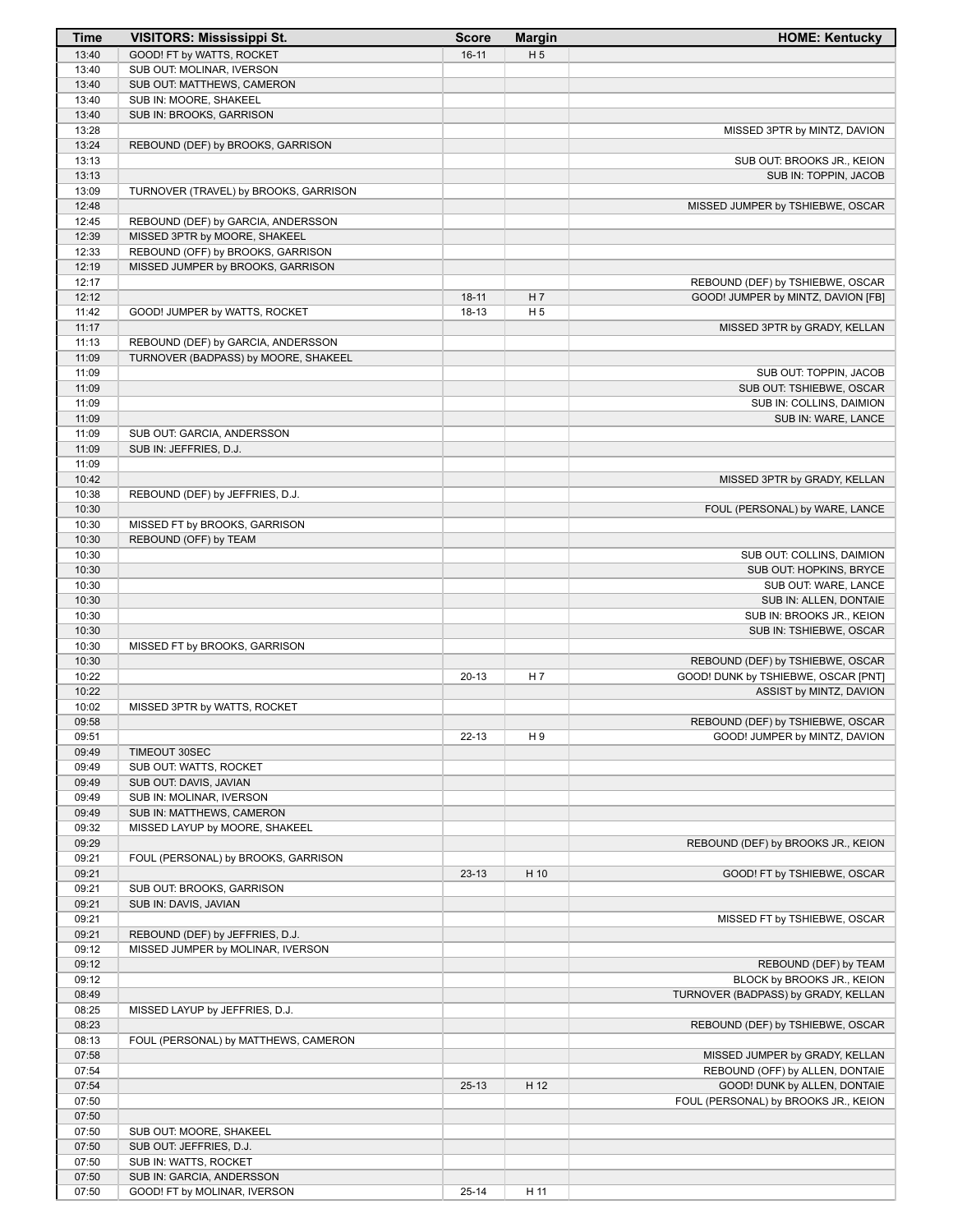| Time | VISITORS: Mississippi St. | Score | Margin | HOME: Kentucky |
|---|---|---|---|---|
| 13:40 | GOOD! FT by WATTS, ROCKET | 16-11 | H 5 | |
| 13:40 | SUB OUT: MOLINAR, IVERSON | | | |
| 13:40 | SUB OUT: MATTHEWS, CAMERON | | | |
| 13:40 | SUB IN: MOORE, SHAKEEL | | | |
| 13:40 | SUB IN: BROOKS, GARRISON | | | |
| 13:28 | | | | MISSED 3PTR by MINTZ, DAVION |
| 13:24 | REBOUND (DEF) by BROOKS, GARRISON | | | |
| 13:13 | | | | SUB OUT: BROOKS JR., KEION |
| 13:13 | | | | SUB IN: TOPPIN, JACOB |
| 13:09 | TURNOVER (TRAVEL) by BROOKS, GARRISON | | | |
| 12:48 | | | | MISSED JUMPER by TSHIEBWE, OSCAR |
| 12:45 | REBOUND (DEF) by GARCIA, ANDERSSON | | | |
| 12:39 | MISSED 3PTR by MOORE, SHAKEEL | | | |
| 12:33 | REBOUND (OFF) by BROOKS, GARRISON | | | |
| 12:19 | MISSED JUMPER by BROOKS, GARRISON | | | |
| 12:17 | | | | REBOUND (DEF) by TSHIEBWE, OSCAR |
| 12:12 | | 18-11 | H 7 | GOOD! JUMPER by MINTZ, DAVION [FB] |
| 11:42 | GOOD! JUMPER by WATTS, ROCKET | 18-13 | H 5 | |
| 11:17 | | | | MISSED 3PTR by GRADY, KELLAN |
| 11:13 | REBOUND (DEF) by GARCIA, ANDERSSON | | | |
| 11:09 | TURNOVER (BADPASS) by MOORE, SHAKEEL | | | |
| 11:09 | | | | SUB OUT: TOPPIN, JACOB |
| 11:09 | | | | SUB OUT: TSHIEBWE, OSCAR |
| 11:09 | | | | SUB IN: COLLINS, DAIMION |
| 11:09 | | | | SUB IN: WARE, LANCE |
| 11:09 | SUB OUT: GARCIA, ANDERSSON | | | |
| 11:09 | SUB IN: JEFFRIES, D.J. | | | |
| 11:09 | | | | |
| 10:42 | | | | MISSED 3PTR by GRADY, KELLAN |
| 10:38 | REBOUND (DEF) by JEFFRIES, D.J. | | | |
| 10:30 | | | | FOUL (PERSONAL) by WARE, LANCE |
| 10:30 | MISSED FT by BROOKS, GARRISON | | | |
| 10:30 | REBOUND (OFF) by TEAM | | | |
| 10:30 | | | | SUB OUT: COLLINS, DAIMION |
| 10:30 | | | | SUB OUT: HOPKINS, BRYCE |
| 10:30 | | | | SUB OUT: WARE, LANCE |
| 10:30 | | | | SUB IN: ALLEN, DONTAIE |
| 10:30 | | | | SUB IN: BROOKS JR., KEION |
| 10:30 | | | | SUB IN: TSHIEBWE, OSCAR |
| 10:30 | MISSED FT by BROOKS, GARRISON | | | |
| 10:30 | | | | REBOUND (DEF) by TSHIEBWE, OSCAR |
| 10:22 | | 20-13 | H 7 | GOOD! DUNK by TSHIEBWE, OSCAR [PNT] |
| 10:22 | | | | ASSIST by MINTZ, DAVION |
| 10:02 | MISSED 3PTR by WATTS, ROCKET | | | |
| 09:58 | | | | REBOUND (DEF) by TSHIEBWE, OSCAR |
| 09:51 | | 22-13 | H 9 | GOOD! JUMPER by MINTZ, DAVION |
| 09:49 | TIMEOUT 30SEC | | | |
| 09:49 | SUB OUT: WATTS, ROCKET | | | |
| 09:49 | SUB OUT: DAVIS, JAVIAN | | | |
| 09:49 | SUB IN: MOLINAR, IVERSON | | | |
| 09:49 | SUB IN: MATTHEWS, CAMERON | | | |
| 09:32 | MISSED LAYUP by MOORE, SHAKEEL | | | |
| 09:29 | | | | REBOUND (DEF) by BROOKS JR., KEION |
| 09:21 | FOUL (PERSONAL) by BROOKS, GARRISON | | | |
| 09:21 | | 23-13 | H 10 | GOOD! FT by TSHIEBWE, OSCAR |
| 09:21 | SUB OUT: BROOKS, GARRISON | | | |
| 09:21 | SUB IN: DAVIS, JAVIAN | | | |
| 09:21 | | | | MISSED FT by TSHIEBWE, OSCAR |
| 09:21 | REBOUND (DEF) by JEFFRIES, D.J. | | | |
| 09:12 | MISSED JUMPER by MOLINAR, IVERSON | | | |
| 09:12 | | | | REBOUND (DEF) by TEAM |
| 09:12 | | | | BLOCK by BROOKS JR., KEION |
| 08:49 | | | | TURNOVER (BADPASS) by GRADY, KELLAN |
| 08:25 | MISSED LAYUP by JEFFRIES, D.J. | | | |
| 08:23 | | | | REBOUND (DEF) by TSHIEBWE, OSCAR |
| 08:13 | FOUL (PERSONAL) by MATTHEWS, CAMERON | | | |
| 07:58 | | | | MISSED JUMPER by GRADY, KELLAN |
| 07:54 | | | | REBOUND (OFF) by ALLEN, DONTAIE |
| 07:54 | | 25-13 | H 12 | GOOD! DUNK by ALLEN, DONTAIE |
| 07:50 | | | | FOUL (PERSONAL) by BROOKS JR., KEION |
| 07:50 | | | | |
| 07:50 | SUB OUT: MOORE, SHAKEEL | | | |
| 07:50 | SUB OUT: JEFFRIES, D.J. | | | |
| 07:50 | SUB IN: WATTS, ROCKET | | | |
| 07:50 | SUB IN: GARCIA, ANDERSSON | | | |
| 07:50 | GOOD! FT by MOLINAR, IVERSON | 25-14 | H 11 | |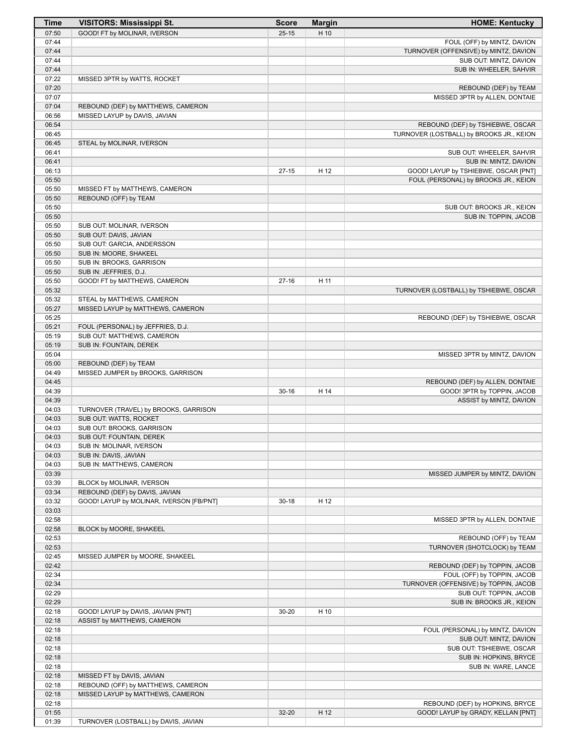| Time | VISITORS: Mississippi St. | Score | Margin | HOME: Kentucky |
| --- | --- | --- | --- | --- |
| 07:50 | GOOD! FT by MOLINAR, IVERSON | 25-15 | H 10 | |
| 07:44 | | | | FOUL (OFF) by MINTZ, DAVION |
| 07:44 | | | | TURNOVER (OFFENSIVE) by MINTZ, DAVION |
| 07:44 | | | | SUB OUT: MINTZ, DAVION |
| 07:44 | | | | SUB IN: WHEELER, SAHVIR |
| 07:22 | MISSED 3PTR by WATTS, ROCKET | | | |
| 07:20 | | | | REBOUND (DEF) by TEAM |
| 07:07 | | | | MISSED 3PTR by ALLEN, DONTAIE |
| 07:04 | REBOUND (DEF) by MATTHEWS, CAMERON | | | |
| 06:56 | MISSED LAYUP by DAVIS, JAVIAN | | | |
| 06:54 | | | | REBOUND (DEF) by TSHIEBWE, OSCAR |
| 06:45 | | | | TURNOVER (LOSTBALL) by BROOKS JR., KEION |
| 06:45 | STEAL by MOLINAR, IVERSON | | | |
| 06:41 | | | | SUB OUT: WHEELER, SAHVIR |
| 06:41 | | | | SUB IN: MINTZ, DAVION |
| 06:13 | | 27-15 | H 12 | GOOD! LAYUP by TSHIEBWE, OSCAR [PNT] |
| 05:50 | | | | FOUL (PERSONAL) by BROOKS JR., KEION |
| 05:50 | MISSED FT by MATTHEWS, CAMERON | | | |
| 05:50 | REBOUND (OFF) by TEAM | | | |
| 05:50 | | | | SUB OUT: BROOKS JR., KEION |
| 05:50 | | | | SUB IN: TOPPIN, JACOB |
| 05:50 | SUB OUT: MOLINAR, IVERSON | | | |
| 05:50 | SUB OUT: DAVIS, JAVIAN | | | |
| 05:50 | SUB OUT: GARCIA, ANDERSSON | | | |
| 05:50 | SUB IN: MOORE, SHAKEEL | | | |
| 05:50 | SUB IN: BROOKS, GARRISON | | | |
| 05:50 | SUB IN: JEFFRIES, D.J. | | | |
| 05:50 | GOOD! FT by MATTHEWS, CAMERON | 27-16 | H 11 | |
| 05:32 | | | | TURNOVER (LOSTBALL) by TSHIEBWE, OSCAR |
| 05:32 | STEAL by MATTHEWS, CAMERON | | | |
| 05:27 | MISSED LAYUP by MATTHEWS, CAMERON | | | |
| 05:25 | | | | REBOUND (DEF) by TSHIEBWE, OSCAR |
| 05:21 | FOUL (PERSONAL) by JEFFRIES, D.J. | | | |
| 05:19 | SUB OUT: MATTHEWS, CAMERON | | | |
| 05:19 | SUB IN: FOUNTAIN, DEREK | | | |
| 05:04 | | | | MISSED 3PTR by MINTZ, DAVION |
| 05:00 | REBOUND (DEF) by TEAM | | | |
| 04:49 | MISSED JUMPER by BROOKS, GARRISON | | | |
| 04:45 | | | | REBOUND (DEF) by ALLEN, DONTAIE |
| 04:39 | | 30-16 | H 14 | GOOD! 3PTR by TOPPIN, JACOB |
| 04:39 | | | | ASSIST by MINTZ, DAVION |
| 04:03 | TURNOVER (TRAVEL) by BROOKS, GARRISON | | | |
| 04:03 | SUB OUT: WATTS, ROCKET | | | |
| 04:03 | SUB OUT: BROOKS, GARRISON | | | |
| 04:03 | SUB OUT: FOUNTAIN, DEREK | | | |
| 04:03 | SUB IN: MOLINAR, IVERSON | | | |
| 04:03 | SUB IN: DAVIS, JAVIAN | | | |
| 04:03 | SUB IN: MATTHEWS, CAMERON | | | |
| 03:39 | | | | MISSED JUMPER by MINTZ, DAVION |
| 03:39 | BLOCK by MOLINAR, IVERSON | | | |
| 03:34 | REBOUND (DEF) by DAVIS, JAVIAN | | | |
| 03:32 | GOOD! LAYUP by MOLINAR, IVERSON [FB/PNT] | 30-18 | H 12 | |
| 03:03 | | | | |
| 02:58 | | | | MISSED 3PTR by ALLEN, DONTAIE |
| 02:58 | BLOCK by MOORE, SHAKEEL | | | |
| 02:53 | | | | REBOUND (OFF) by TEAM |
| 02:53 | | | | TURNOVER (SHOTCLOCK) by TEAM |
| 02:45 | MISSED JUMPER by MOORE, SHAKEEL | | | |
| 02:42 | | | | REBOUND (DEF) by TOPPIN, JACOB |
| 02:34 | | | | FOUL (OFF) by TOPPIN, JACOB |
| 02:34 | | | | TURNOVER (OFFENSIVE) by TOPPIN, JACOB |
| 02:29 | | | | SUB OUT: TOPPIN, JACOB |
| 02:29 | | | | SUB IN: BROOKS JR., KEION |
| 02:18 | GOOD! LAYUP by DAVIS, JAVIAN [PNT] | 30-20 | H 10 | |
| 02:18 | ASSIST by MATTHEWS, CAMERON | | | |
| 02:18 | | | | FOUL (PERSONAL) by MINTZ, DAVION |
| 02:18 | | | | SUB OUT: MINTZ, DAVION |
| 02:18 | | | | SUB OUT: TSHIEBWE, OSCAR |
| 02:18 | | | | SUB IN: HOPKINS, BRYCE |
| 02:18 | | | | SUB IN: WARE, LANCE |
| 02:18 | MISSED FT by DAVIS, JAVIAN | | | |
| 02:18 | REBOUND (OFF) by MATTHEWS, CAMERON | | | |
| 02:18 | MISSED LAYUP by MATTHEWS, CAMERON | | | |
| 02:18 | | | | REBOUND (DEF) by HOPKINS, BRYCE |
| 01:55 | | 32-20 | H 12 | GOOD! LAYUP by GRADY, KELLAN [PNT] |
| 01:39 | TURNOVER (LOSTBALL) by DAVIS, JAVIAN | | | |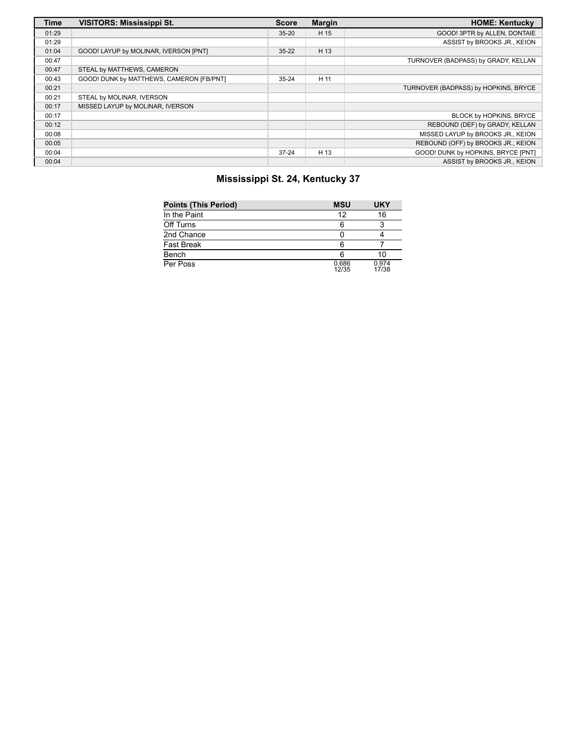| Time | VISITORS: Mississippi St. | Score | Margin | HOME: Kentucky |
|---|---|---|---|---|
| 01:29 | | 35-20 | H 15 | GOOD! 3PTR by ALLEN, DONTAIE |
| 01:29 | | | | ASSIST by BROOKS JR., KEION |
| 01:04 | GOOD! LAYUP by MOLINAR, IVERSON [PNT] | 35-22 | H 13 | |
| 00:47 | | | | TURNOVER (BADPASS) by GRADY, KELLAN |
| 00:47 | STEAL by MATTHEWS, CAMERON | | | |
| 00:43 | GOOD! DUNK by MATTHEWS, CAMERON [FB/PNT] | 35-24 | H 11 | |
| 00:21 | | | | TURNOVER (BADPASS) by HOPKINS, BRYCE |
| 00:21 | STEAL by MOLINAR, IVERSON | | | |
| 00:17 | MISSED LAYUP by MOLINAR, IVERSON | | | |
| 00:17 | | | | BLOCK by HOPKINS, BRYCE |
| 00:12 | | | | REBOUND (DEF) by GRADY, KELLAN |
| 00:08 | | | | MISSED LAYUP by BROOKS JR., KEION |
| 00:05 | | | | REBOUND (OFF) by BROOKS JR., KEION |
| 00:04 | | 37-24 | H 13 | GOOD! DUNK by HOPKINS, BRYCE [PNT] |
| 00:04 | | | | ASSIST by BROOKS JR., KEION |

## Mississippi St. 24, Kentucky 37

| Points (This Period) | MSU | UKY |
|---|---|---|
| In the Paint | 12 | 16 |
| Off Turns | 6 | 3 |
| 2nd Chance | 0 | 4 |
| Fast Break | 6 | 7 |
| Bench | 6 | 10 |
| Per Poss | 0.686 12/35 | 0.974 17/38 |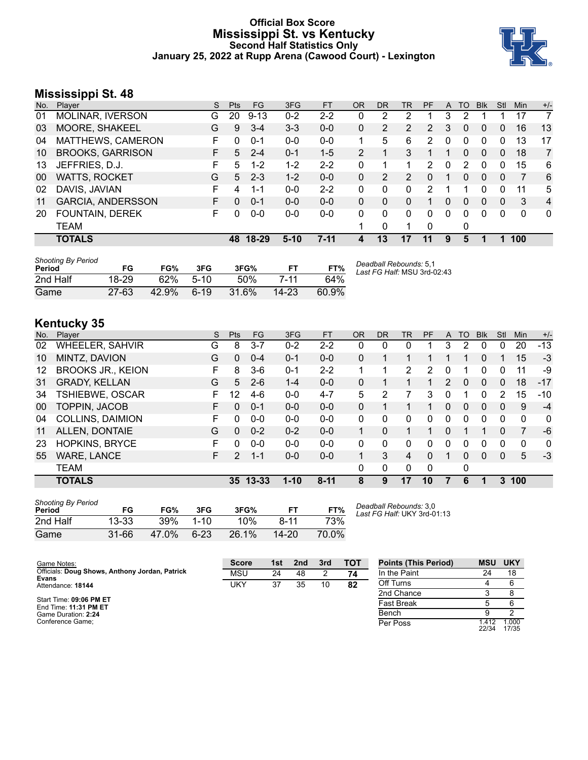# Official Box Score
## Mississippi St. vs Kentucky
### Second Half Statistics Only
### January 25, 2022 at Rupp Arena (Cawood Court) - Lexington

## Mississippi St. 48

| No. | Player | S | Pts | FG | 3FG | FT | OR | DR | TR | PF | A | TO | Blk | Stl | Min | +/- |
|---|---|---|---|---|---|---|---|---|---|---|---|---|---|---|---|---|
| 01 | MOLINAR, IVERSON | G | 20 | 9-13 | 0-2 | 2-2 | 0 | 2 | 2 | 1 | 3 | 2 | 1 | 1 | 17 | 7 |
| 03 | MOORE, SHAKEEL | G | 9 | 3-4 | 3-3 | 0-0 | 0 | 2 | 2 | 2 | 3 | 0 | 0 | 0 | 16 | 13 |
| 04 | MATTHEWS, CAMERON | F | 0 | 0-1 | 0-0 | 0-0 | 1 | 5 | 6 | 2 | 0 | 0 | 0 | 0 | 13 | 17 |
| 10 | BROOKS, GARRISON | F | 5 | 2-4 | 0-1 | 1-5 | 2 | 1 | 3 | 1 | 1 | 0 | 0 | 0 | 18 | 7 |
| 13 | JEFFRIES, D.J. | F | 5 | 1-2 | 1-2 | 2-2 | 0 | 1 | 1 | 2 | 0 | 2 | 0 | 0 | 15 | 6 |
| 00 | WATTS, ROCKET | G | 5 | 2-3 | 1-2 | 0-0 | 0 | 2 | 2 | 0 | 1 | 0 | 0 | 0 | 7 | 6 |
| 02 | DAVIS, JAVIAN | F | 4 | 1-1 | 0-0 | 2-2 | 0 | 0 | 0 | 2 | 1 | 1 | 0 | 0 | 11 | 5 |
| 11 | GARCIA, ANDERSSON | F | 0 | 0-1 | 0-0 | 0-0 | 0 | 0 | 0 | 1 | 0 | 0 | 0 | 0 | 3 | 4 |
| 20 | FOUNTAIN, DEREK | F | 0 | 0-0 | 0-0 | 0-0 | 0 | 0 | 0 | 0 | 0 | 0 | 0 | 0 | 0 | 0 |
| | TEAM | | | | | | 1 | 0 | 1 | 0 | | 0 | | | | |
| | **TOTALS** | | **48** | **18-29** | **5-10** | **7-11** | **4** | **13** | **17** | **11** | **9** | **5** | **1** | **1** | **100** | |

*Shooting By Period*

| Period | FG | FG% | 3FG | 3FG% | FT | FT% |
|---|---|---|---|---|---|---|
| 2nd Half | 18-29 | 62% | 5-10 | 50% | 7-11 | 64% |
| Game | 27-63 | 42.9% | 6-19 | 31.6% | 14-23 | 60.9% |

*Deadball Rebounds:* 5,1
*Last FG Half:* MSU 3rd-02:43

## Kentucky 35

| No. | Player | S | Pts | FG | 3FG | FT | OR | DR | TR | PF | A | TO | Blk | Stl | Min | +/- |
|---|---|---|---|---|---|---|---|---|---|---|---|---|---|---|---|---|
| 02 | WHEELER, SAHVIR | G | 8 | 3-7 | 0-2 | 2-2 | 0 | 0 | 0 | 1 | 3 | 2 | 0 | 0 | 20 | -13 |
| 10 | MINTZ, DAVION | G | 0 | 0-4 | 0-1 | 0-0 | 0 | 1 | 1 | 1 | 1 | 1 | 0 | 1 | 15 | -3 |
| 12 | BROOKS JR., KEION | F | 8 | 3-6 | 0-1 | 2-2 | 1 | 1 | 2 | 2 | 0 | 1 | 0 | 0 | 11 | -9 |
| 31 | GRADY, KELLAN | G | 5 | 2-6 | 1-4 | 0-0 | 0 | 1 | 1 | 1 | 2 | 0 | 0 | 0 | 18 | -17 |
| 34 | TSHIEBWE, OSCAR | F | 12 | 4-6 | 0-0 | 4-7 | 5 | 2 | 7 | 3 | 0 | 1 | 0 | 2 | 15 | -10 |
| 00 | TOPPIN, JACOB | F | 0 | 0-1 | 0-0 | 0-0 | 0 | 1 | 1 | 1 | 0 | 0 | 0 | 0 | 9 | -4 |
| 04 | COLLINS, DAIMION | F | 0 | 0-0 | 0-0 | 0-0 | 0 | 0 | 0 | 0 | 0 | 0 | 0 | 0 | 0 | 0 |
| 11 | ALLEN, DONTAIE | G | 0 | 0-2 | 0-2 | 0-0 | 1 | 0 | 1 | 1 | 0 | 1 | 1 | 0 | 7 | -6 |
| 23 | HOPKINS, BRYCE | F | 0 | 0-0 | 0-0 | 0-0 | 0 | 0 | 0 | 0 | 0 | 0 | 0 | 0 | 0 | 0 |
| 55 | WARE, LANCE | F | 2 | 1-1 | 0-0 | 0-0 | 1 | 3 | 4 | 0 | 1 | 0 | 0 | 0 | 5 | -3 |
| | TEAM | | | | | | 0 | 0 | 0 | 0 | | 0 | | | | |
| | **TOTALS** | | **35** | **13-33** | **1-10** | **8-11** | **8** | **9** | **17** | **10** | **7** | **6** | **1** | **3** | **100** | |

*Shooting By Period*

| Period | FG | FG% | 3FG | 3FG% | FT | FT% |
|---|---|---|---|---|---|---|
| 2nd Half | 13-33 | 39% | 1-10 | 10% | 8-11 | 73% |
| Game | 31-66 | 47.0% | 6-23 | 26.1% | 14-20 | 70.0% |

*Deadball Rebounds:* 3,0
*Last FG Half:* UKY 3rd-01:13

Game Notes:
Officials: **Doug Shows, Anthony Jordan, Patrick Evans**
Attendance: **18144**

Start Time: **09:06 PM ET**
End Time: **11:31 PM ET**
Game Duration: **2:24**
Conference Game;

| Score | 1st | 2nd | 3rd | TOT |
|---|---|---|---|---|
| MSU | 24 | 48 | 2 | **74** |
| UKY | 37 | 35 | 10 | **82** |

| Points (This Period) | MSU | UKY |
|---|---|---|
| In the Paint | 24 | 18 |
| Off Turns | 4 | 6 |
| 2nd Chance | 3 | 8 |
| Fast Break | 5 | 6 |
| Bench | 9 | 2 |
| Per Poss | 1.412 22/34 | 1.000 17/35 |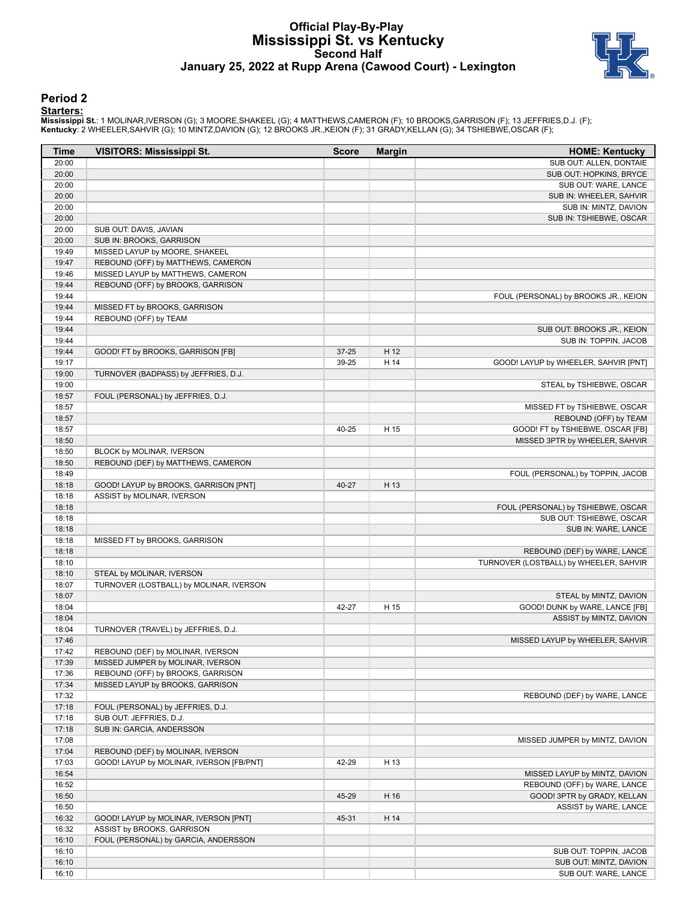# Official Play-By-Play
## Mississippi St. vs Kentucky
### Second Half
### January 25, 2022 at Rupp Arena (Cawood Court) - Lexington

## Period 2

**Starters:**

**Mississippi St.**: 1 MOLINAR,IVERSON (G); 3 MOORE,SHAKEEL (G); 4 MATTHEWS,CAMERON (F); 10 BROOKS,GARRISON (F); 13 JEFFRIES,D.J. (F);
**Kentucky**: 2 WHEELER,SAHVIR (G); 10 MINTZ,DAVION (G); 12 BROOKS JR.,KEION (F); 31 GRADY,KELLAN (G); 34 TSHIEBWE,OSCAR (F);

| Time | VISITORS: Mississippi St. | Score | Margin | HOME: Kentucky |
|---|---|---|---|---|
| 20:00 | | | | SUB OUT: ALLEN, DONTAIE |
| 20:00 | | | | SUB OUT: HOPKINS, BRYCE |
| 20:00 | | | | SUB OUT: WARE, LANCE |
| 20:00 | | | | SUB IN: WHEELER, SAHVIR |
| 20:00 | | | | SUB IN: MINTZ, DAVION |
| 20:00 | | | | SUB IN: TSHIEBWE, OSCAR |
| 20:00 | SUB OUT: DAVIS, JAVIAN | | | |
| 20:00 | SUB IN: BROOKS, GARRISON | | | |
| 19:49 | MISSED LAYUP by MOORE, SHAKEEL | | | |
| 19:47 | REBOUND (OFF) by MATTHEWS, CAMERON | | | |
| 19:46 | MISSED LAYUP by MATTHEWS, CAMERON | | | |
| 19:44 | REBOUND (OFF) by BROOKS, GARRISON | | | |
| 19:44 | | | | FOUL (PERSONAL) by BROOKS JR., KEION |
| 19:44 | MISSED FT by BROOKS, GARRISON | | | |
| 19:44 | REBOUND (OFF) by TEAM | | | |
| 19:44 | | | | SUB OUT: BROOKS JR., KEION |
| 19:44 | | | | SUB IN: TOPPIN, JACOB |
| 19:44 | GOOD! FT by BROOKS, GARRISON [FB] | 37-25 | H 12 | |
| 19:17 | | 39-25 | H 14 | GOOD! LAYUP by WHEELER, SAHVIR [PNT] |
| 19:00 | TURNOVER (BADPASS) by JEFFRIES, D.J. | | | |
| 19:00 | | | | STEAL by TSHIEBWE, OSCAR |
| 18:57 | FOUL (PERSONAL) by JEFFRIES, D.J. | | | |
| 18:57 | | | | MISSED FT by TSHIEBWE, OSCAR |
| 18:57 | | | | REBOUND (OFF) by TEAM |
| 18:57 | | 40-25 | H 15 | GOOD! FT by TSHIEBWE, OSCAR [FB] |
| 18:50 | | | | MISSED 3PTR by WHEELER, SAHVIR |
| 18:50 | BLOCK by MOLINAR, IVERSON | | | |
| 18:50 | REBOUND (DEF) by MATTHEWS, CAMERON | | | |
| 18:49 | | | | FOUL (PERSONAL) by TOPPIN, JACOB |
| 18:18 | GOOD! LAYUP by BROOKS, GARRISON [PNT] | 40-27 | H 13 | |
| 18:18 | ASSIST by MOLINAR, IVERSON | | | |
| 18:18 | | | | FOUL (PERSONAL) by TSHIEBWE, OSCAR |
| 18:18 | | | | SUB OUT: TSHIEBWE, OSCAR |
| 18:18 | | | | SUB IN: WARE, LANCE |
| 18:18 | MISSED FT by BROOKS, GARRISON | | | |
| 18:18 | | | | REBOUND (DEF) by WARE, LANCE |
| 18:10 | | | | TURNOVER (LOSTBALL) by WHEELER, SAHVIR |
| 18:10 | STEAL by MOLINAR, IVERSON | | | |
| 18:07 | TURNOVER (LOSTBALL) by MOLINAR, IVERSON | | | |
| 18:07 | | | | STEAL by MINTZ, DAVION |
| 18:04 | | 42-27 | H 15 | GOOD! DUNK by WARE, LANCE [FB] |
| 18:04 | | | | ASSIST by MINTZ, DAVION |
| 18:04 | TURNOVER (TRAVEL) by JEFFRIES, D.J. | | | |
| 17:46 | | | | MISSED LAYUP by WHEELER, SAHVIR |
| 17:42 | REBOUND (DEF) by MOLINAR, IVERSON | | | |
| 17:39 | MISSED JUMPER by MOLINAR, IVERSON | | | |
| 17:36 | REBOUND (OFF) by BROOKS, GARRISON | | | |
| 17:34 | MISSED LAYUP by BROOKS, GARRISON | | | |
| 17:32 | | | | REBOUND (DEF) by WARE, LANCE |
| 17:18 | FOUL (PERSONAL) by JEFFRIES, D.J. | | | |
| 17:18 | SUB OUT: JEFFRIES, D.J. | | | |
| 17:18 | SUB IN: GARCIA, ANDERSSON | | | |
| 17:08 | | | | MISSED JUMPER by MINTZ, DAVION |
| 17:04 | REBOUND (DEF) by MOLINAR, IVERSON | | | |
| 17:03 | GOOD! LAYUP by MOLINAR, IVERSON [FB/PNT] | 42-29 | H 13 | |
| 16:54 | | | | MISSED LAYUP by MINTZ, DAVION |
| 16:52 | | | | REBOUND (OFF) by WARE, LANCE |
| 16:50 | | 45-29 | H 16 | GOOD! 3PTR by GRADY, KELLAN |
| 16:50 | | | | ASSIST by WARE, LANCE |
| 16:32 | GOOD! LAYUP by MOLINAR, IVERSON [PNT] | 45-31 | H 14 | |
| 16:32 | ASSIST by BROOKS, GARRISON | | | |
| 16:10 | FOUL (PERSONAL) by GARCIA, ANDERSSON | | | |
| 16:10 | | | | SUB OUT: TOPPIN, JACOB |
| 16:10 | | | | SUB OUT: MINTZ, DAVION |
| 16:10 | | | | SUB OUT: WARE, LANCE |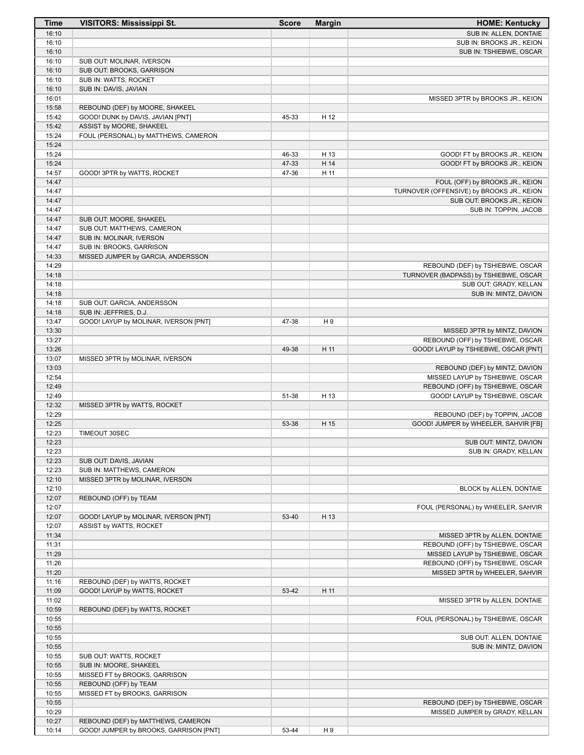| Time | VISITORS: Mississippi St. | Score | Margin | HOME: Kentucky |
|---|---|---|---|---|
| 16:10 | | | | SUB IN: ALLEN, DONTAIE |
| 16:10 | | | | SUB IN: BROOKS JR., KEION |
| 16:10 | | | | SUB IN: TSHIEBWE, OSCAR |
| 16:10 | SUB OUT: MOLINAR, IVERSON | | | |
| 16:10 | SUB OUT: BROOKS, GARRISON | | | |
| 16:10 | SUB IN: WATTS, ROCKET | | | |
| 16:10 | SUB IN: DAVIS, JAVIAN | | | |
| 16:01 | | | | MISSED 3PTR by BROOKS JR., KEION |
| 15:58 | REBOUND (DEF) by MOORE, SHAKEEL | | | |
| 15:42 | GOOD! DUNK by DAVIS, JAVIAN [PNT] | 45-33 | H 12 | |
| 15:42 | ASSIST by MOORE, SHAKEEL | | | |
| 15:24 | FOUL (PERSONAL) by MATTHEWS, CAMERON | | | |
| 15:24 | | | | |
| 15:24 | | 46-33 | H 13 | GOOD! FT by BROOKS JR., KEION |
| 15:24 | | 47-33 | H 14 | GOOD! FT by BROOKS JR., KEION |
| 14:57 | GOOD! 3PTR by WATTS, ROCKET | 47-36 | H 11 | |
| 14:47 | | | | FOUL (OFF) by BROOKS JR., KEION |
| 14:47 | | | | TURNOVER (OFFENSIVE) by BROOKS JR., KEION |
| 14:47 | | | | SUB OUT: BROOKS JR., KEION |
| 14:47 | | | | SUB IN: TOPPIN, JACOB |
| 14:47 | SUB OUT: MOORE, SHAKEEL | | | |
| 14:47 | SUB OUT: MATTHEWS, CAMERON | | | |
| 14:47 | SUB IN: MOLINAR, IVERSON | | | |
| 14:47 | SUB IN: BROOKS, GARRISON | | | |
| 14:33 | MISSED JUMPER by GARCIA, ANDERSSON | | | |
| 14:29 | | | | REBOUND (DEF) by TSHIEBWE, OSCAR |
| 14:18 | | | | TURNOVER (BADPASS) by TSHIEBWE, OSCAR |
| 14:18 | | | | SUB OUT: GRADY, KELLAN |
| 14:18 | | | | SUB IN: MINTZ, DAVION |
| 14:18 | SUB OUT: GARCIA, ANDERSSON | | | |
| 14:18 | SUB IN: JEFFRIES, D.J. | | | |
| 13:47 | GOOD! LAYUP by MOLINAR, IVERSON [PNT] | 47-38 | H 9 | |
| 13:30 | | | | MISSED 3PTR by MINTZ, DAVION |
| 13:27 | | | | REBOUND (OFF) by TSHIEBWE, OSCAR |
| 13:26 | | 49-38 | H 11 | GOOD! LAYUP by TSHIEBWE, OSCAR [PNT] |
| 13:07 | MISSED 3PTR by MOLINAR, IVERSON | | | |
| 13:03 | | | | REBOUND (DEF) by MINTZ, DAVION |
| 12:54 | | | | MISSED LAYUP by TSHIEBWE, OSCAR |
| 12:49 | | | | REBOUND (OFF) by TSHIEBWE, OSCAR |
| 12:49 | | 51-38 | H 13 | GOOD! LAYUP by TSHIEBWE, OSCAR |
| 12:32 | MISSED 3PTR by WATTS, ROCKET | | | |
| 12:29 | | | | REBOUND (DEF) by TOPPIN, JACOB |
| 12:25 | | 53-38 | H 15 | GOOD! JUMPER by WHEELER, SAHVIR [FB] |
| 12:23 | TIMEOUT 30SEC | | | |
| 12:23 | | | | SUB OUT: MINTZ, DAVION |
| 12:23 | | | | SUB IN: GRADY, KELLAN |
| 12:23 | SUB OUT: DAVIS, JAVIAN | | | |
| 12:23 | SUB IN: MATTHEWS, CAMERON | | | |
| 12:10 | MISSED 3PTR by MOLINAR, IVERSON | | | |
| 12:10 | | | | BLOCK by ALLEN, DONTAIE |
| 12:07 | REBOUND (OFF) by TEAM | | | |
| 12:07 | | | | FOUL (PERSONAL) by WHEELER, SAHVIR |
| 12:07 | GOOD! LAYUP by MOLINAR, IVERSON [PNT] | 53-40 | H 13 | |
| 12:07 | ASSIST by WATTS, ROCKET | | | |
| 11:34 | | | | MISSED 3PTR by ALLEN, DONTAIE |
| 11:31 | | | | REBOUND (OFF) by TSHIEBWE, OSCAR |
| 11:29 | | | | MISSED LAYUP by TSHIEBWE, OSCAR |
| 11:26 | | | | REBOUND (OFF) by TSHIEBWE, OSCAR |
| 11:20 | | | | MISSED 3PTR by WHEELER, SAHVIR |
| 11:16 | REBOUND (DEF) by WATTS, ROCKET | | | |
| 11:09 | GOOD! LAYUP by WATTS, ROCKET | 53-42 | H 11 | |
| 11:02 | | | | MISSED 3PTR by ALLEN, DONTAIE |
| 10:59 | REBOUND (DEF) by WATTS, ROCKET | | | |
| 10:55 | | | | FOUL (PERSONAL) by TSHIEBWE, OSCAR |
| 10:55 | | | | |
| 10:55 | | | | SUB OUT: ALLEN, DONTAIE |
| 10:55 | | | | SUB IN: MINTZ, DAVION |
| 10:55 | SUB OUT: WATTS, ROCKET | | | |
| 10:55 | SUB IN: MOORE, SHAKEEL | | | |
| 10:55 | MISSED FT by BROOKS, GARRISON | | | |
| 10:55 | REBOUND (OFF) by TEAM | | | |
| 10:55 | MISSED FT by BROOKS, GARRISON | | | |
| 10:55 | | | | REBOUND (DEF) by TSHIEBWE, OSCAR |
| 10:29 | | | | MISSED JUMPER by GRADY, KELLAN |
| 10:27 | REBOUND (DEF) by MATTHEWS, CAMERON | | | |
| 10:14 | GOOD! JUMPER by BROOKS, GARRISON [PNT] | 53-44 | H 9 | |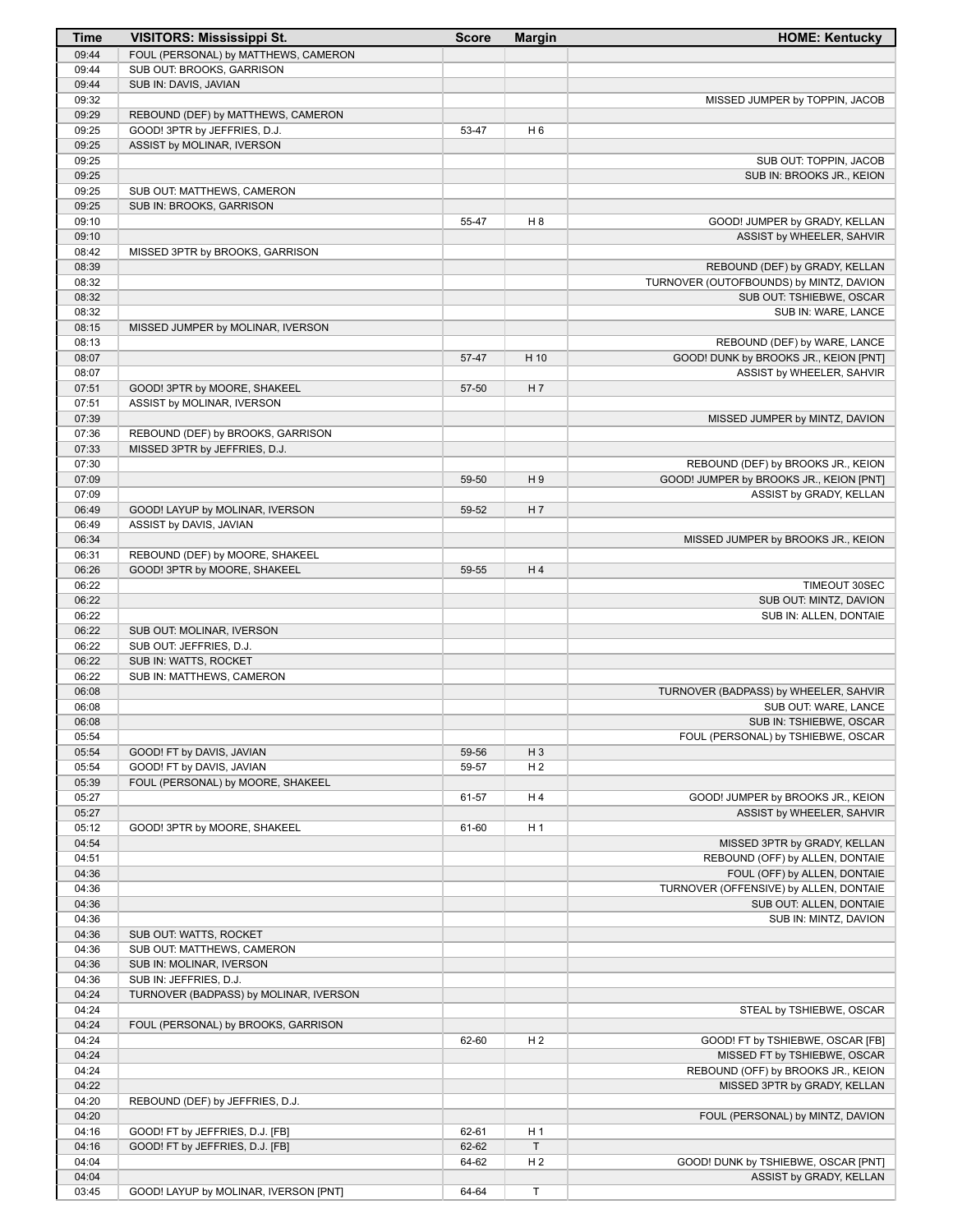| Time | VISITORS: Mississippi St. | Score | Margin | HOME: Kentucky |
|---|---|---|---|---|
| 09:44 | FOUL (PERSONAL) by MATTHEWS, CAMERON | | | |
| 09:44 | SUB OUT: BROOKS, GARRISON | | | |
| 09:44 | SUB IN: DAVIS, JAVIAN | | | |
| 09:32 | | | | MISSED JUMPER by TOPPIN, JACOB |
| 09:29 | REBOUND (DEF) by MATTHEWS, CAMERON | | | |
| 09:25 | GOOD! 3PTR by JEFFRIES, D.J. | 53-47 | H 6 | |
| 09:25 | ASSIST by MOLINAR, IVERSON | | | |
| 09:25 | | | | SUB OUT: TOPPIN, JACOB |
| 09:25 | | | | SUB IN: BROOKS JR., KEION |
| 09:25 | SUB OUT: MATTHEWS, CAMERON | | | |
| 09:25 | SUB IN: BROOKS, GARRISON | | | |
| 09:10 | | 55-47 | H 8 | GOOD! JUMPER by GRADY, KELLAN |
| 09:10 | | | | ASSIST by WHEELER, SAHVIR |
| 08:42 | MISSED 3PTR by BROOKS, GARRISON | | | |
| 08:39 | | | | REBOUND (DEF) by GRADY, KELLAN |
| 08:32 | | | | TURNOVER (OUTOFBOUNDS) by MINTZ, DAVION |
| 08:32 | | | | SUB OUT: TSHIEBWE, OSCAR |
| 08:32 | | | | SUB IN: WARE, LANCE |
| 08:15 | MISSED JUMPER by MOLINAR, IVERSON | | | |
| 08:13 | | | | REBOUND (DEF) by WARE, LANCE |
| 08:07 | | 57-47 | H 10 | GOOD! DUNK by BROOKS JR., KEION [PNT] |
| 08:07 | | | | ASSIST by WHEELER, SAHVIR |
| 07:51 | GOOD! 3PTR by MOORE, SHAKEEL | 57-50 | H 7 | |
| 07:51 | ASSIST by MOLINAR, IVERSON | | | |
| 07:39 | | | | MISSED JUMPER by MINTZ, DAVION |
| 07:36 | REBOUND (DEF) by BROOKS, GARRISON | | | |
| 07:33 | MISSED 3PTR by JEFFRIES, D.J. | | | |
| 07:30 | | | | REBOUND (DEF) by BROOKS JR., KEION |
| 07:09 | | 59-50 | H 9 | GOOD! JUMPER by BROOKS JR., KEION [PNT] |
| 07:09 | | | | ASSIST by GRADY, KELLAN |
| 06:49 | GOOD! LAYUP by MOLINAR, IVERSON | 59-52 | H 7 | |
| 06:49 | ASSIST by DAVIS, JAVIAN | | | |
| 06:34 | | | | MISSED JUMPER by BROOKS JR., KEION |
| 06:31 | REBOUND (DEF) by MOORE, SHAKEEL | | | |
| 06:26 | GOOD! 3PTR by MOORE, SHAKEEL | 59-55 | H 4 | |
| 06:22 | | | | TIMEOUT 30SEC |
| 06:22 | | | | SUB OUT: MINTZ, DAVION |
| 06:22 | | | | SUB IN: ALLEN, DONTAIE |
| 06:22 | SUB OUT: MOLINAR, IVERSON | | | |
| 06:22 | SUB OUT: JEFFRIES, D.J. | | | |
| 06:22 | SUB IN: WATTS, ROCKET | | | |
| 06:22 | SUB IN: MATTHEWS, CAMERON | | | |
| 06:08 | | | | TURNOVER (BADPASS) by WHEELER, SAHVIR |
| 06:08 | | | | SUB OUT: WARE, LANCE |
| 06:08 | | | | SUB IN: TSHIEBWE, OSCAR |
| 05:54 | | | | FOUL (PERSONAL) by TSHIEBWE, OSCAR |
| 05:54 | GOOD! FT by DAVIS, JAVIAN | 59-56 | H 3 | |
| 05:54 | GOOD! FT by DAVIS, JAVIAN | 59-57 | H 2 | |
| 05:39 | FOUL (PERSONAL) by MOORE, SHAKEEL | | | |
| 05:27 | | 61-57 | H 4 | GOOD! JUMPER by BROOKS JR., KEION |
| 05:27 | | | | ASSIST by WHEELER, SAHVIR |
| 05:12 | GOOD! 3PTR by MOORE, SHAKEEL | 61-60 | H 1 | |
| 04:54 | | | | MISSED 3PTR by GRADY, KELLAN |
| 04:51 | | | | REBOUND (OFF) by ALLEN, DONTAIE |
| 04:36 | | | | FOUL (OFF) by ALLEN, DONTAIE |
| 04:36 | | | | TURNOVER (OFFENSIVE) by ALLEN, DONTAIE |
| 04:36 | | | | SUB OUT: ALLEN, DONTAIE |
| 04:36 | | | | SUB IN: MINTZ, DAVION |
| 04:36 | SUB OUT: WATTS, ROCKET | | | |
| 04:36 | SUB OUT: MATTHEWS, CAMERON | | | |
| 04:36 | SUB IN: MOLINAR, IVERSON | | | |
| 04:36 | SUB IN: JEFFRIES, D.J. | | | |
| 04:24 | TURNOVER (BADPASS) by MOLINAR, IVERSON | | | |
| 04:24 | | | | STEAL by TSHIEBWE, OSCAR |
| 04:24 | FOUL (PERSONAL) by BROOKS, GARRISON | | | |
| 04:24 | | 62-60 | H 2 | GOOD! FT by TSHIEBWE, OSCAR [FB] |
| 04:24 | | | | MISSED FT by TSHIEBWE, OSCAR |
| 04:24 | | | | REBOUND (OFF) by BROOKS JR., KEION |
| 04:22 | | | | MISSED 3PTR by GRADY, KELLAN |
| 04:20 | REBOUND (DEF) by JEFFRIES, D.J. | | | |
| 04:20 | | | | FOUL (PERSONAL) by MINTZ, DAVION |
| 04:16 | GOOD! FT by JEFFRIES, D.J. [FB] | 62-61 | H 1 | |
| 04:16 | GOOD! FT by JEFFRIES, D.J. [FB] | 62-62 | T | |
| 04:04 | | 64-62 | H 2 | GOOD! DUNK by TSHIEBWE, OSCAR [PNT] |
| 04:04 | | | | ASSIST by GRADY, KELLAN |
| 03:45 | GOOD! LAYUP by MOLINAR, IVERSON [PNT] | 64-64 | T | |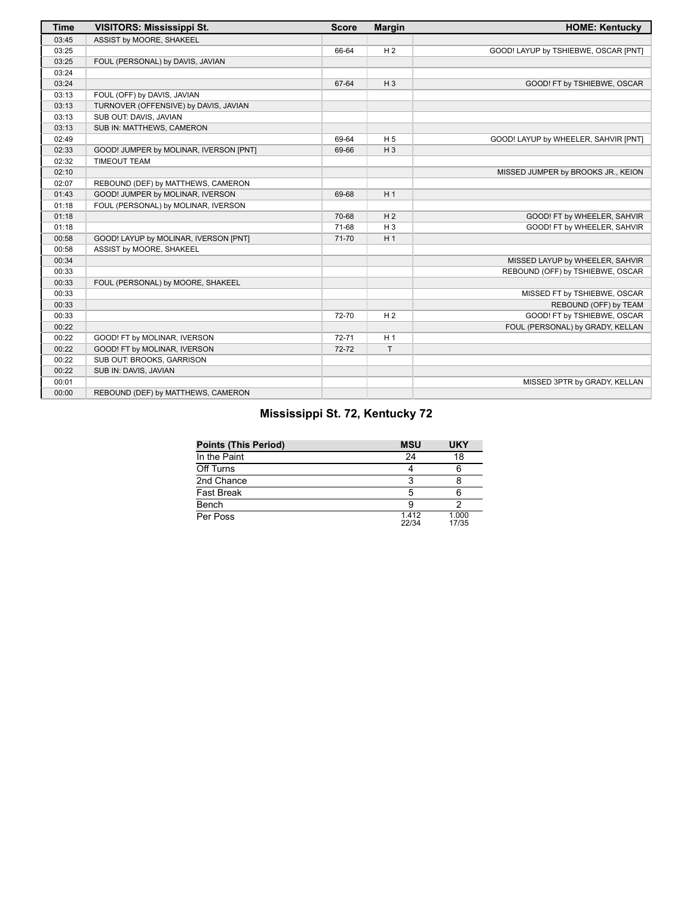| Time | VISITORS: Mississippi St. | Score | Margin | HOME: Kentucky |
| --- | --- | --- | --- | --- |
| 03:45 | ASSIST by MOORE, SHAKEEL | | | |
| 03:25 | | 66-64 | H 2 | GOOD! LAYUP by TSHIEBWE, OSCAR [PNT] |
| 03:25 | FOUL (PERSONAL) by DAVIS, JAVIAN | | | |
| 03:24 | | | | |
| 03:24 | | 67-64 | H 3 | GOOD! FT by TSHIEBWE, OSCAR |
| 03:13 | FOUL (OFF) by DAVIS, JAVIAN | | | |
| 03:13 | TURNOVER (OFFENSIVE) by DAVIS, JAVIAN | | | |
| 03:13 | SUB OUT: DAVIS, JAVIAN | | | |
| 03:13 | SUB IN: MATTHEWS, CAMERON | | | |
| 02:49 | | 69-64 | H 5 | GOOD! LAYUP by WHEELER, SAHVIR [PNT] |
| 02:33 | GOOD! JUMPER by MOLINAR, IVERSON [PNT] | 69-66 | H 3 | |
| 02:32 | TIMEOUT TEAM | | | |
| 02:10 | | | | MISSED JUMPER by BROOKS JR., KEION |
| 02:07 | REBOUND (DEF) by MATTHEWS, CAMERON | | | |
| 01:43 | GOOD! JUMPER by MOLINAR, IVERSON | 69-68 | H 1 | |
| 01:18 | FOUL (PERSONAL) by MOLINAR, IVERSON | | | |
| 01:18 | | 70-68 | H 2 | GOOD! FT by WHEELER, SAHVIR |
| 01:18 | | 71-68 | H 3 | GOOD! FT by WHEELER, SAHVIR |
| 00:58 | GOOD! LAYUP by MOLINAR, IVERSON [PNT] | 71-70 | H 1 | |
| 00:58 | ASSIST by MOORE, SHAKEEL | | | |
| 00:34 | | | | MISSED LAYUP by WHEELER, SAHVIR |
| 00:33 | | | | REBOUND (OFF) by TSHIEBWE, OSCAR |
| 00:33 | FOUL (PERSONAL) by MOORE, SHAKEEL | | | |
| 00:33 | | | | MISSED FT by TSHIEBWE, OSCAR |
| 00:33 | | | | REBOUND (OFF) by TEAM |
| 00:33 | | 72-70 | H 2 | GOOD! FT by TSHIEBWE, OSCAR |
| 00:22 | | | | FOUL (PERSONAL) by GRADY, KELLAN |
| 00:22 | GOOD! FT by MOLINAR, IVERSON | 72-71 | H 1 | |
| 00:22 | GOOD! FT by MOLINAR, IVERSON | 72-72 | T | |
| 00:22 | SUB OUT: BROOKS, GARRISON | | | |
| 00:22 | SUB IN: DAVIS, JAVIAN | | | |
| 00:01 | | | | MISSED 3PTR by GRADY, KELLAN |
| 00:00 | REBOUND (DEF) by MATTHEWS, CAMERON | | | |

## Mississippi St. 72, Kentucky 72

| Points (This Period) | MSU | UKY |
| --- | --- | --- |
| In the Paint | 24 | 18 |
| Off Turns | 4 | 6 |
| 2nd Chance | 3 | 8 |
| Fast Break | 5 | 6 |
| Bench | 9 | 2 |
| Per Poss | 1.412 22/34 | 1.000 17/35 |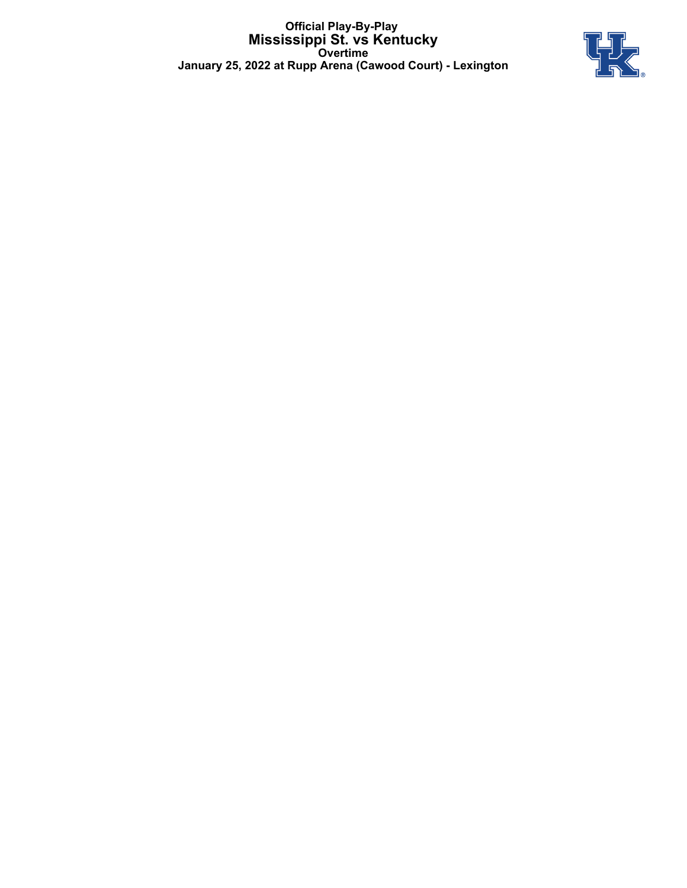**Official Play-By-Play**
# Mississippi St. vs Kentucky
**Overtime**
**January 25, 2022 at Rupp Arena (Cawood Court) - Lexington**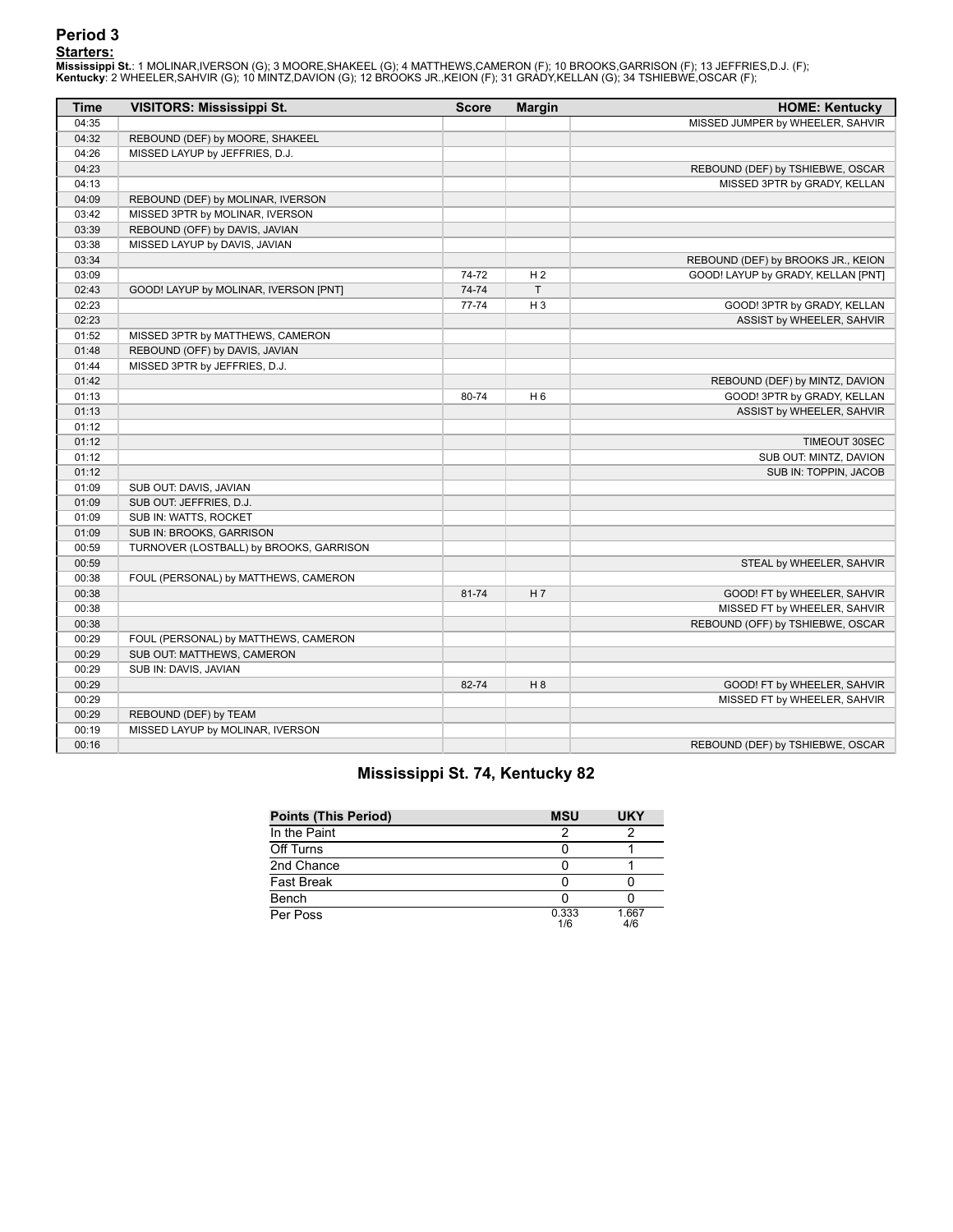## Period 3

**Starters:**

**Mississippi St.**: 1 MOLINAR,IVERSON (G); 3 MOORE,SHAKEEL (G); 4 MATTHEWS,CAMERON (F); 10 BROOKS,GARRISON (F); 13 JEFFRIES,D.J. (F);
**Kentucky**: 2 WHEELER,SAHVIR (G); 10 MINTZ,DAVION (G); 12 BROOKS JR.,KEION (F); 31 GRADY,KELLAN (G); 34 TSHIEBWE,OSCAR (F);

| Time | VISITORS: Mississippi St. | Score | Margin | HOME: Kentucky |
|---|---|---|---|---|
| 04:35 | | | | MISSED JUMPER by WHEELER, SAHVIR |
| 04:32 | REBOUND (DEF) by MOORE, SHAKEEL | | | |
| 04:26 | MISSED LAYUP by JEFFRIES, D.J. | | | |
| 04:23 | | | | REBOUND (DEF) by TSHIEBWE, OSCAR |
| 04:13 | | | | MISSED 3PTR by GRADY, KELLAN |
| 04:09 | REBOUND (DEF) by MOLINAR, IVERSON | | | |
| 03:42 | MISSED 3PTR by MOLINAR, IVERSON | | | |
| 03:39 | REBOUND (OFF) by DAVIS, JAVIAN | | | |
| 03:38 | MISSED LAYUP by DAVIS, JAVIAN | | | |
| 03:34 | | | | REBOUND (DEF) by BROOKS JR., KEION |
| 03:09 | | 74-72 | H 2 | GOOD! LAYUP by GRADY, KELLAN [PNT] |
| 02:43 | GOOD! LAYUP by MOLINAR, IVERSON [PNT] | 74-74 | T | |
| 02:23 | | 77-74 | H 3 | GOOD! 3PTR by GRADY, KELLAN |
| 02:23 | | | | ASSIST by WHEELER, SAHVIR |
| 01:52 | MISSED 3PTR by MATTHEWS, CAMERON | | | |
| 01:48 | REBOUND (OFF) by DAVIS, JAVIAN | | | |
| 01:44 | MISSED 3PTR by JEFFRIES, D.J. | | | |
| 01:42 | | | | REBOUND (DEF) by MINTZ, DAVION |
| 01:13 | | 80-74 | H 6 | GOOD! 3PTR by GRADY, KELLAN |
| 01:13 | | | | ASSIST by WHEELER, SAHVIR |
| 01:12 | | | | |
| 01:12 | | | | TIMEOUT 30SEC |
| 01:12 | | | | SUB OUT: MINTZ, DAVION |
| 01:12 | | | | SUB IN: TOPPIN, JACOB |
| 01:09 | SUB OUT: DAVIS, JAVIAN | | | |
| 01:09 | SUB OUT: JEFFRIES, D.J. | | | |
| 01:09 | SUB IN: WATTS, ROCKET | | | |
| 01:09 | SUB IN: BROOKS, GARRISON | | | |
| 00:59 | TURNOVER (LOSTBALL) by BROOKS, GARRISON | | | |
| 00:59 | | | | STEAL by WHEELER, SAHVIR |
| 00:38 | FOUL (PERSONAL) by MATTHEWS, CAMERON | | | |
| 00:38 | | 81-74 | H 7 | GOOD! FT by WHEELER, SAHVIR |
| 00:38 | | | | MISSED FT by WHEELER, SAHVIR |
| 00:38 | | | | REBOUND (OFF) by TSHIEBWE, OSCAR |
| 00:29 | FOUL (PERSONAL) by MATTHEWS, CAMERON | | | |
| 00:29 | SUB OUT: MATTHEWS, CAMERON | | | |
| 00:29 | SUB IN: DAVIS, JAVIAN | | | |
| 00:29 | | 82-74 | H 8 | GOOD! FT by WHEELER, SAHVIR |
| 00:29 | | | | MISSED FT by WHEELER, SAHVIR |
| 00:29 | REBOUND (DEF) by TEAM | | | |
| 00:19 | MISSED LAYUP by MOLINAR, IVERSON | | | |
| 00:16 | | | | REBOUND (DEF) by TSHIEBWE, OSCAR |

## Mississippi St. 74, Kentucky 82

| Points (This Period) | MSU | UKY |
|---|---|---|
| In the Paint | 2 | 2 |
| Off Turns | 0 | 1 |
| 2nd Chance | 0 | 1 |
| Fast Break | 0 | 0 |
| Bench | 0 | 0 |
| Per Poss | 0.333 1/6 | 1.667 4/6 |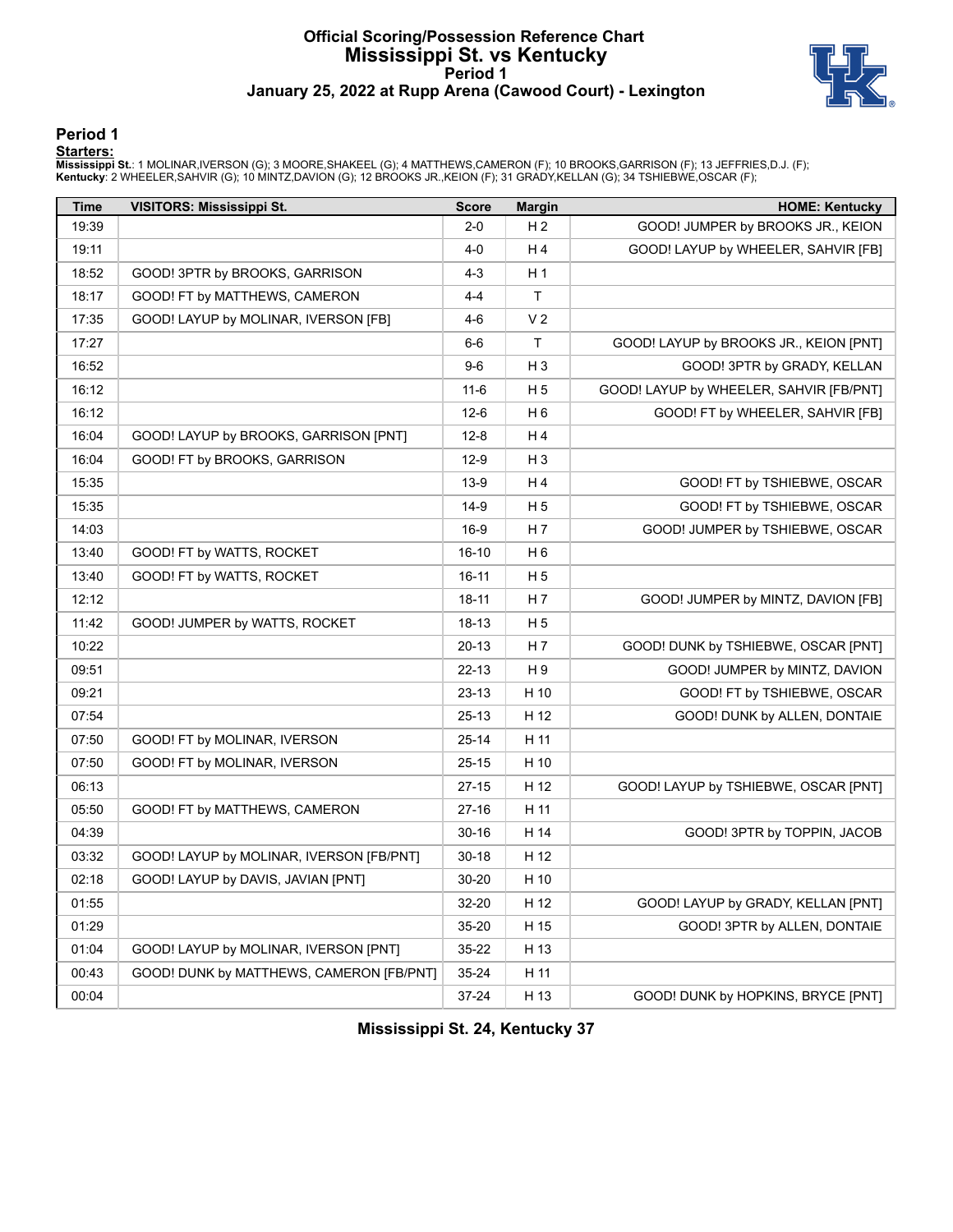# Official Scoring/Possession Reference Chart
## Mississippi St. vs Kentucky
### Period 1
### January 25, 2022 at Rupp Arena (Cawood Court) - Lexington

## Period 1

**Starters:**

**Mississippi St.**: 1 MOLINAR,IVERSON (G); 3 MOORE,SHAKEEL (G); 4 MATTHEWS,CAMERON (F); 10 BROOKS,GARRISON (F); 13 JEFFRIES,D.J. (F);
**Kentucky**: 2 WHEELER,SAHVIR (G); 10 MINTZ,DAVION (G); 12 BROOKS JR.,KEION (F); 31 GRADY,KELLAN (G); 34 TSHIEBWE,OSCAR (F);

| Time | VISITORS: Mississippi St. | Score | Margin | HOME: Kentucky |
|---|---|---|---|---|
| 19:39 | | 2-0 | H 2 | GOOD! JUMPER by BROOKS JR., KEION |
| 19:11 | | 4-0 | H 4 | GOOD! LAYUP by WHEELER, SAHVIR [FB] |
| 18:52 | GOOD! 3PTR by BROOKS, GARRISON | 4-3 | H 1 | |
| 18:17 | GOOD! FT by MATTHEWS, CAMERON | 4-4 | T | |
| 17:35 | GOOD! LAYUP by MOLINAR, IVERSON [FB] | 4-6 | V 2 | |
| 17:27 | | 6-6 | T | GOOD! LAYUP by BROOKS JR., KEION [PNT] |
| 16:52 | | 9-6 | H 3 | GOOD! 3PTR by GRADY, KELLAN |
| 16:12 | | 11-6 | H 5 | GOOD! LAYUP by WHEELER, SAHVIR [FB/PNT] |
| 16:12 | | 12-6 | H 6 | GOOD! FT by WHEELER, SAHVIR [FB] |
| 16:04 | GOOD! LAYUP by BROOKS, GARRISON [PNT] | 12-8 | H 4 | |
| 16:04 | GOOD! FT by BROOKS, GARRISON | 12-9 | H 3 | |
| 15:35 | | 13-9 | H 4 | GOOD! FT by TSHIEBWE, OSCAR |
| 15:35 | | 14-9 | H 5 | GOOD! FT by TSHIEBWE, OSCAR |
| 14:03 | | 16-9 | H 7 | GOOD! JUMPER by TSHIEBWE, OSCAR |
| 13:40 | GOOD! FT by WATTS, ROCKET | 16-10 | H 6 | |
| 13:40 | GOOD! FT by WATTS, ROCKET | 16-11 | H 5 | |
| 12:12 | | 18-11 | H 7 | GOOD! JUMPER by MINTZ, DAVION [FB] |
| 11:42 | GOOD! JUMPER by WATTS, ROCKET | 18-13 | H 5 | |
| 10:22 | | 20-13 | H 7 | GOOD! DUNK by TSHIEBWE, OSCAR [PNT] |
| 09:51 | | 22-13 | H 9 | GOOD! JUMPER by MINTZ, DAVION |
| 09:21 | | 23-13 | H 10 | GOOD! FT by TSHIEBWE, OSCAR |
| 07:54 | | 25-13 | H 12 | GOOD! DUNK by ALLEN, DONTAIE |
| 07:50 | GOOD! FT by MOLINAR, IVERSON | 25-14 | H 11 | |
| 07:50 | GOOD! FT by MOLINAR, IVERSON | 25-15 | H 10 | |
| 06:13 | | 27-15 | H 12 | GOOD! LAYUP by TSHIEBWE, OSCAR [PNT] |
| 05:50 | GOOD! FT by MATTHEWS, CAMERON | 27-16 | H 11 | |
| 04:39 | | 30-16 | H 14 | GOOD! 3PTR by TOPPIN, JACOB |
| 03:32 | GOOD! LAYUP by MOLINAR, IVERSON [FB/PNT] | 30-18 | H 12 | |
| 02:18 | GOOD! LAYUP by DAVIS, JAVIAN [PNT] | 30-20 | H 10 | |
| 01:55 | | 32-20 | H 12 | GOOD! LAYUP by GRADY, KELLAN [PNT] |
| 01:29 | | 35-20 | H 15 | GOOD! 3PTR by ALLEN, DONTAIE |
| 01:04 | GOOD! LAYUP by MOLINAR, IVERSON [PNT] | 35-22 | H 13 | |
| 00:43 | GOOD! DUNK by MATTHEWS, CAMERON [FB/PNT] | 35-24 | H 11 | |
| 00:04 | | 37-24 | H 13 | GOOD! DUNK by HOPKINS, BRYCE [PNT] |

**Mississippi St. 24, Kentucky 37**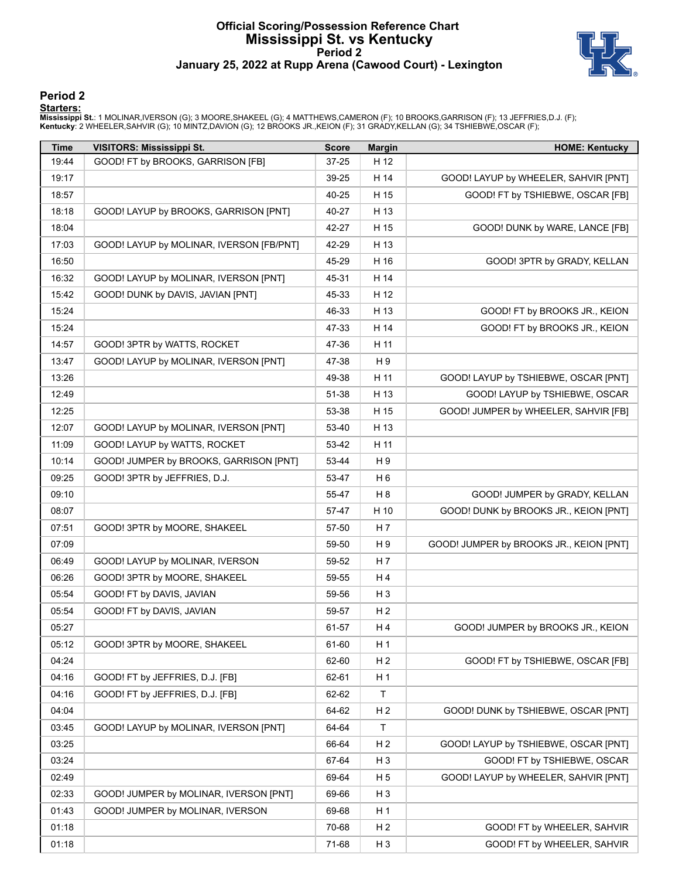# Official Scoring/Possession Reference Chart
## Mississippi St. vs Kentucky
### Period 2
### January 25, 2022 at Rupp Arena (Cawood Court) - Lexington

## Period 2

**Starters:**

**Mississippi St.**: 1 MOLINAR,IVERSON (G); 3 MOORE,SHAKEEL (G); 4 MATTHEWS,CAMERON (F); 10 BROOKS,GARRISON (F); 13 JEFFRIES,D.J. (F);
**Kentucky**: 2 WHEELER,SAHVIR (G); 10 MINTZ,DAVION (G); 12 BROOKS JR.,KEION (F); 31 GRADY,KELLAN (G); 34 TSHIEBWE,OSCAR (F);

| Time | VISITORS: Mississippi St. | Score | Margin | HOME: Kentucky |
|---|---|---|---|---|
| 19:44 | GOOD! FT by BROOKS, GARRISON [FB] | 37-25 | H 12 | |
| 19:17 | | 39-25 | H 14 | GOOD! LAYUP by WHEELER, SAHVIR [PNT] |
| 18:57 | | 40-25 | H 15 | GOOD! FT by TSHIEBWE, OSCAR [FB] |
| 18:18 | GOOD! LAYUP by BROOKS, GARRISON [PNT] | 40-27 | H 13 | |
| 18:04 | | 42-27 | H 15 | GOOD! DUNK by WARE, LANCE [FB] |
| 17:03 | GOOD! LAYUP by MOLINAR, IVERSON [FB/PNT] | 42-29 | H 13 | |
| 16:50 | | 45-29 | H 16 | GOOD! 3PTR by GRADY, KELLAN |
| 16:32 | GOOD! LAYUP by MOLINAR, IVERSON [PNT] | 45-31 | H 14 | |
| 15:42 | GOOD! DUNK by DAVIS, JAVIAN [PNT] | 45-33 | H 12 | |
| 15:24 | | 46-33 | H 13 | GOOD! FT by BROOKS JR., KEION |
| 15:24 | | 47-33 | H 14 | GOOD! FT by BROOKS JR., KEION |
| 14:57 | GOOD! 3PTR by WATTS, ROCKET | 47-36 | H 11 | |
| 13:47 | GOOD! LAYUP by MOLINAR, IVERSON [PNT] | 47-38 | H 9 | |
| 13:26 | | 49-38 | H 11 | GOOD! LAYUP by TSHIEBWE, OSCAR [PNT] |
| 12:49 | | 51-38 | H 13 | GOOD! LAYUP by TSHIEBWE, OSCAR |
| 12:25 | | 53-38 | H 15 | GOOD! JUMPER by WHEELER, SAHVIR [FB] |
| 12:07 | GOOD! LAYUP by MOLINAR, IVERSON [PNT] | 53-40 | H 13 | |
| 11:09 | GOOD! LAYUP by WATTS, ROCKET | 53-42 | H 11 | |
| 10:14 | GOOD! JUMPER by BROOKS, GARRISON [PNT] | 53-44 | H 9 | |
| 09:25 | GOOD! 3PTR by JEFFRIES, D.J. | 53-47 | H 6 | |
| 09:10 | | 55-47 | H 8 | GOOD! JUMPER by GRADY, KELLAN |
| 08:07 | | 57-47 | H 10 | GOOD! DUNK by BROOKS JR., KEION [PNT] |
| 07:51 | GOOD! 3PTR by MOORE, SHAKEEL | 57-50 | H 7 | |
| 07:09 | | 59-50 | H 9 | GOOD! JUMPER by BROOKS JR., KEION [PNT] |
| 06:49 | GOOD! LAYUP by MOLINAR, IVERSON | 59-52 | H 7 | |
| 06:26 | GOOD! 3PTR by MOORE, SHAKEEL | 59-55 | H 4 | |
| 05:54 | GOOD! FT by DAVIS, JAVIAN | 59-56 | H 3 | |
| 05:54 | GOOD! FT by DAVIS, JAVIAN | 59-57 | H 2 | |
| 05:27 | | 61-57 | H 4 | GOOD! JUMPER by BROOKS JR., KEION |
| 05:12 | GOOD! 3PTR by MOORE, SHAKEEL | 61-60 | H 1 | |
| 04:24 | | 62-60 | H 2 | GOOD! FT by TSHIEBWE, OSCAR [FB] |
| 04:16 | GOOD! FT by JEFFRIES, D.J. [FB] | 62-61 | H 1 | |
| 04:16 | GOOD! FT by JEFFRIES, D.J. [FB] | 62-62 | T | |
| 04:04 | | 64-62 | H 2 | GOOD! DUNK by TSHIEBWE, OSCAR [PNT] |
| 03:45 | GOOD! LAYUP by MOLINAR, IVERSON [PNT] | 64-64 | T | |
| 03:25 | | 66-64 | H 2 | GOOD! LAYUP by TSHIEBWE, OSCAR [PNT] |
| 03:24 | | 67-64 | H 3 | GOOD! FT by TSHIEBWE, OSCAR |
| 02:49 | | 69-64 | H 5 | GOOD! LAYUP by WHEELER, SAHVIR [PNT] |
| 02:33 | GOOD! JUMPER by MOLINAR, IVERSON [PNT] | 69-66 | H 3 | |
| 01:43 | GOOD! JUMPER by MOLINAR, IVERSON | 69-68 | H 1 | |
| 01:18 | | 70-68 | H 2 | GOOD! FT by WHEELER, SAHVIR |
| 01:18 | | 71-68 | H 3 | GOOD! FT by WHEELER, SAHVIR |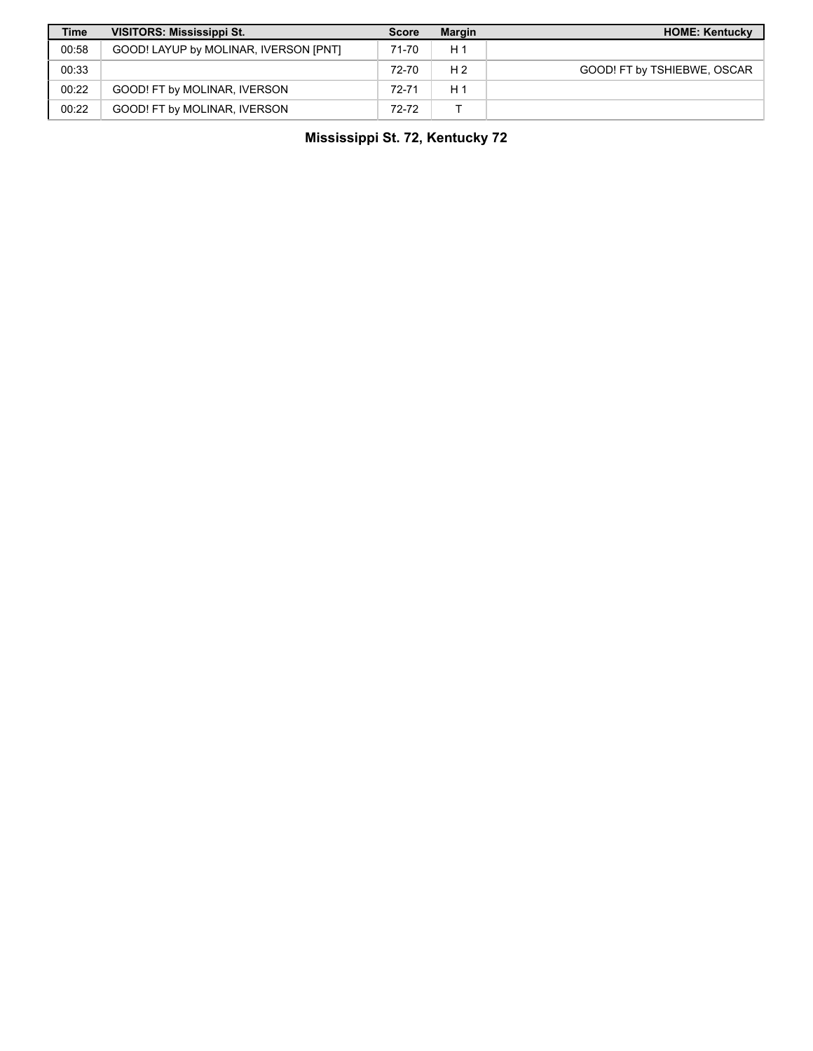| Time | VISITORS: Mississippi St. | Score | Margin | HOME: Kentucky |
|---|---|---|---|---|
| 00:58 | GOOD! LAYUP by MOLINAR, IVERSON [PNT] | 71-70 | H 1 | |
| 00:33 | | 72-70 | H 2 | GOOD! FT by TSHIEBWE, OSCAR |
| 00:22 | GOOD! FT by MOLINAR, IVERSON | 72-71 | H 1 | |
| 00:22 | GOOD! FT by MOLINAR, IVERSON | 72-72 | T | |

**Mississippi St. 72, Kentucky 72**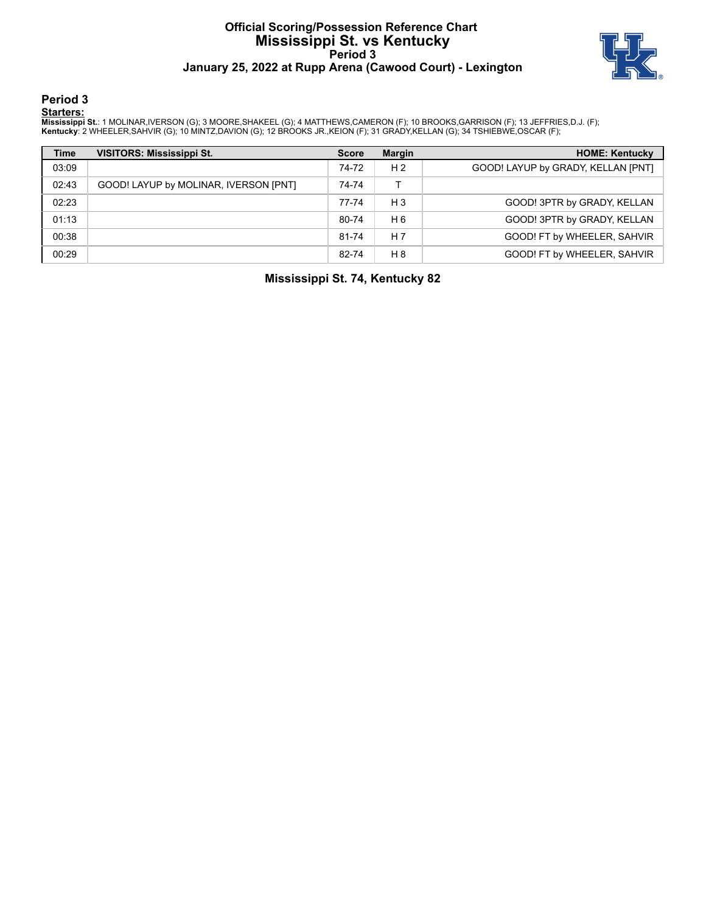# Official Scoring/Possession Reference Chart
# Mississippi St. vs Kentucky
## Period 3
## January 25, 2022 at Rupp Arena (Cawood Court) - Lexington

### Period 3

**Starters:**

**Mississippi St.**: 1 MOLINAR,IVERSON (G); 3 MOORE,SHAKEEL (G); 4 MATTHEWS,CAMERON (F); 10 BROOKS,GARRISON (F); 13 JEFFRIES,D.J. (F);
**Kentucky**: 2 WHEELER,SAHVIR (G); 10 MINTZ,DAVION (G); 12 BROOKS JR.,KEION (F); 31 GRADY,KELLAN (G); 34 TSHIEBWE,OSCAR (F);

| Time | VISITORS: Mississippi St. | Score | Margin | HOME: Kentucky |
|---|---|---|---|---|
| 03:09 | | 74-72 | H 2 | GOOD! LAYUP by GRADY, KELLAN [PNT] |
| 02:43 | GOOD! LAYUP by MOLINAR, IVERSON [PNT] | 74-74 | T | |
| 02:23 | | 77-74 | H 3 | GOOD! 3PTR by GRADY, KELLAN |
| 01:13 | | 80-74 | H 6 | GOOD! 3PTR by GRADY, KELLAN |
| 00:38 | | 81-74 | H 7 | GOOD! FT by WHEELER, SAHVIR |
| 00:29 | | 82-74 | H 8 | GOOD! FT by WHEELER, SAHVIR |

**Mississippi St. 74, Kentucky 82**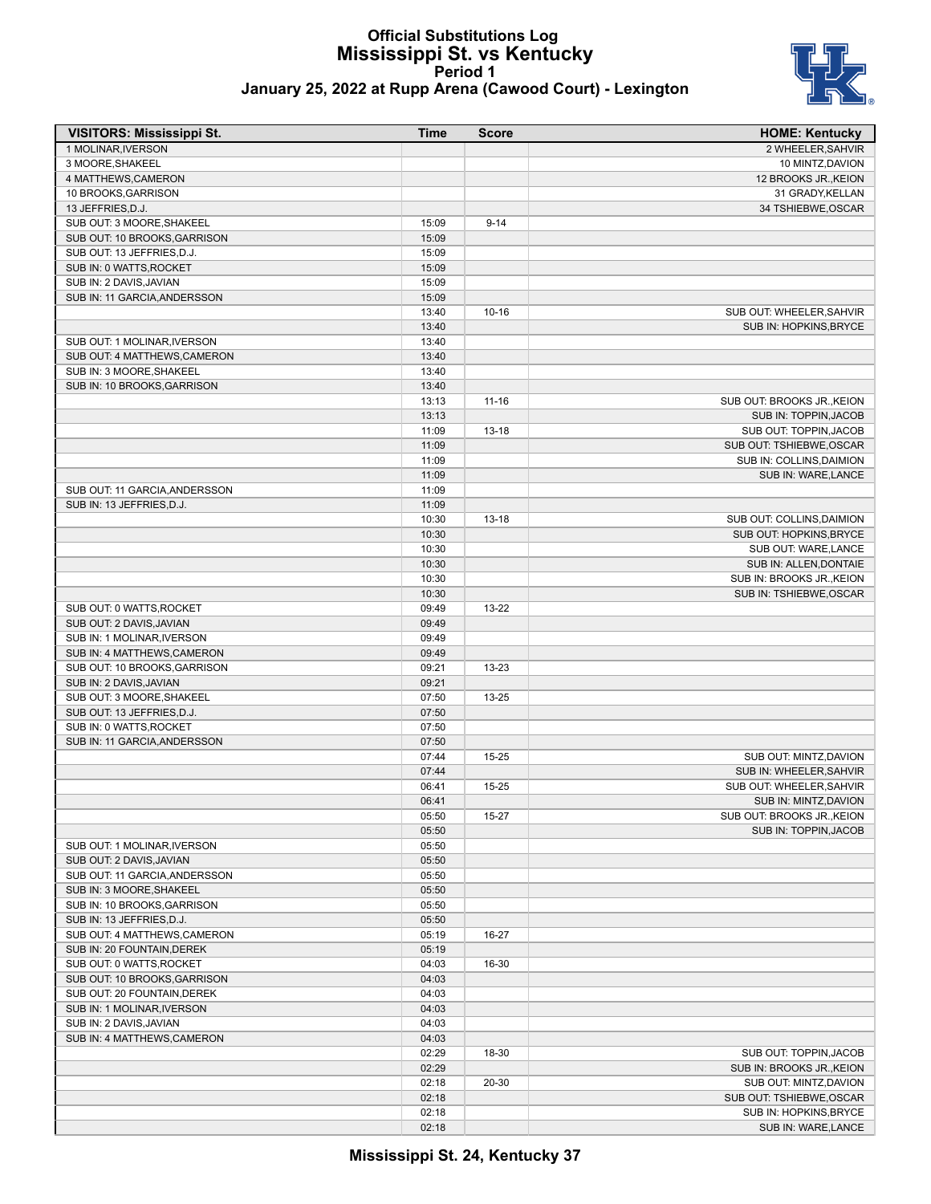# Official Substitutions Log
## Mississippi St. vs Kentucky
### Period 1
### January 25, 2022 at Rupp Arena (Cawood Court) - Lexington

| VISITORS: Mississippi St. | Time | Score | HOME: Kentucky |
|---|---|---|---|
| 1 MOLINAR,IVERSON | | | 2 WHEELER,SAHVIR |
| 3 MOORE,SHAKEEL | | | 10 MINTZ,DAVION |
| 4 MATTHEWS,CAMERON | | | 12 BROOKS JR.,KEION |
| 10 BROOKS,GARRISON | | | 31 GRADY,KELLAN |
| 13 JEFFRIES,D.J. | | | 34 TSHIEBWE,OSCAR |
| SUB OUT: 3 MOORE,SHAKEEL | 15:09 | 9-14 | |
| SUB OUT: 10 BROOKS,GARRISON | 15:09 | | |
| SUB OUT: 13 JEFFRIES,D.J. | 15:09 | | |
| SUB IN: 0 WATTS,ROCKET | 15:09 | | |
| SUB IN: 2 DAVIS,JAVIAN | 15:09 | | |
| SUB IN: 11 GARCIA,ANDERSSON | 15:09 | | |
| | 13:40 | 10-16 | SUB OUT: WHEELER,SAHVIR |
| | 13:40 | | SUB IN: HOPKINS,BRYCE |
| SUB OUT: 1 MOLINAR,IVERSON | 13:40 | | |
| SUB OUT: 4 MATTHEWS,CAMERON | 13:40 | | |
| SUB IN: 3 MOORE,SHAKEEL | 13:40 | | |
| SUB IN: 10 BROOKS,GARRISON | 13:40 | | |
| | 13:13 | 11-16 | SUB OUT: BROOKS JR.,KEION |
| | 13:13 | | SUB IN: TOPPIN,JACOB |
| | 11:09 | 13-18 | SUB OUT: TOPPIN,JACOB |
| | 11:09 | | SUB OUT: TSHIEBWE,OSCAR |
| | 11:09 | | SUB IN: COLLINS,DAIMION |
| | 11:09 | | SUB IN: WARE,LANCE |
| SUB OUT: 11 GARCIA,ANDERSSON | 11:09 | | |
| SUB IN: 13 JEFFRIES,D.J. | 11:09 | | |
| | 10:30 | 13-18 | SUB OUT: COLLINS,DAIMION |
| | 10:30 | | SUB OUT: HOPKINS,BRYCE |
| | 10:30 | | SUB OUT: WARE,LANCE |
| | 10:30 | | SUB IN: ALLEN,DONTAIE |
| | 10:30 | | SUB IN: BROOKS JR.,KEION |
| | 10:30 | | SUB IN: TSHIEBWE,OSCAR |
| SUB OUT: 0 WATTS,ROCKET | 09:49 | 13-22 | |
| SUB OUT: 2 DAVIS,JAVIAN | 09:49 | | |
| SUB IN: 1 MOLINAR,IVERSON | 09:49 | | |
| SUB IN: 4 MATTHEWS,CAMERON | 09:49 | | |
| SUB OUT: 10 BROOKS,GARRISON | 09:21 | 13-23 | |
| SUB IN: 2 DAVIS,JAVIAN | 09:21 | | |
| SUB OUT: 3 MOORE,SHAKEEL | 07:50 | 13-25 | |
| SUB OUT: 13 JEFFRIES,D.J. | 07:50 | | |
| SUB IN: 0 WATTS,ROCKET | 07:50 | | |
| SUB IN: 11 GARCIA,ANDERSSON | 07:50 | | |
| | 07:44 | 15-25 | SUB OUT: MINTZ,DAVION |
| | 07:44 | | SUB IN: WHEELER,SAHVIR |
| | 06:41 | 15-25 | SUB OUT: WHEELER,SAHVIR |
| | 06:41 | | SUB IN: MINTZ,DAVION |
| | 05:50 | 15-27 | SUB OUT: BROOKS JR.,KEION |
| | 05:50 | | SUB IN: TOPPIN,JACOB |
| SUB OUT: 1 MOLINAR,IVERSON | 05:50 | | |
| SUB OUT: 2 DAVIS,JAVIAN | 05:50 | | |
| SUB OUT: 11 GARCIA,ANDERSSON | 05:50 | | |
| SUB IN: 3 MOORE,SHAKEEL | 05:50 | | |
| SUB IN: 10 BROOKS,GARRISON | 05:50 | | |
| SUB IN: 13 JEFFRIES,D.J. | 05:50 | | |
| SUB OUT: 4 MATTHEWS,CAMERON | 05:19 | 16-27 | |
| SUB IN: 20 FOUNTAIN,DEREK | 05:19 | | |
| SUB OUT: 0 WATTS,ROCKET | 04:03 | 16-30 | |
| SUB OUT: 10 BROOKS,GARRISON | 04:03 | | |
| SUB OUT: 20 FOUNTAIN,DEREK | 04:03 | | |
| SUB IN: 1 MOLINAR,IVERSON | 04:03 | | |
| SUB IN: 2 DAVIS,JAVIAN | 04:03 | | |
| SUB IN: 4 MATTHEWS,CAMERON | 04:03 | | |
| | 02:29 | 18-30 | SUB OUT: TOPPIN,JACOB |
| | 02:29 | | SUB IN: BROOKS JR.,KEION |
| | 02:18 | 20-30 | SUB OUT: MINTZ,DAVION |
| | 02:18 | | SUB OUT: TSHIEBWE,OSCAR |
| | 02:18 | | SUB IN: HOPKINS,BRYCE |
| | 02:18 | | SUB IN: WARE,LANCE |

**Mississippi St. 24, Kentucky 37**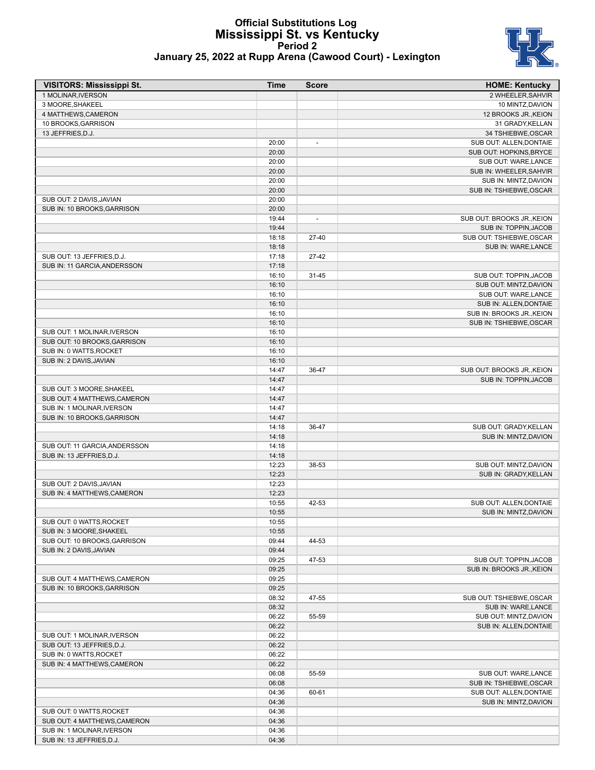# Official Substitutions Log
## Mississippi St. vs Kentucky
### Period 2
### January 25, 2022 at Rupp Arena (Cawood Court) - Lexington

| VISITORS: Mississippi St. | Time | Score | HOME: Kentucky |
|---|---|---|---|
| 1 MOLINAR,IVERSON | | | 2 WHEELER,SAHVIR |
| 3 MOORE,SHAKEEL | | | 10 MINTZ,DAVION |
| 4 MATTHEWS,CAMERON | | | 12 BROOKS JR.,KEION |
| 10 BROOKS,GARRISON | | | 31 GRADY,KELLAN |
| 13 JEFFRIES,D.J. | | | 34 TSHIEBWE,OSCAR |
| | 20:00 | - | SUB OUT: ALLEN,DONTAIE |
| | 20:00 | | SUB OUT: HOPKINS,BRYCE |
| | 20:00 | | SUB OUT: WARE,LANCE |
| | 20:00 | | SUB IN: WHEELER,SAHVIR |
| | 20:00 | | SUB IN: MINTZ,DAVION |
| | 20:00 | | SUB IN: TSHIEBWE,OSCAR |
| SUB OUT: 2 DAVIS,JAVIAN | 20:00 | | |
| SUB IN: 10 BROOKS,GARRISON | 20:00 | | |
| | 19:44 | - | SUB OUT: BROOKS JR.,KEION |
| | 19:44 | | SUB IN: TOPPIN,JACOB |
| | 18:18 | 27-40 | SUB OUT: TSHIEBWE,OSCAR |
| | 18:18 | | SUB IN: WARE,LANCE |
| SUB OUT: 13 JEFFRIES,D.J. | 17:18 | 27-42 | |
| SUB IN: 11 GARCIA,ANDERSSON | 17:18 | | |
| | 16:10 | 31-45 | SUB OUT: TOPPIN,JACOB |
| | 16:10 | | SUB OUT: MINTZ,DAVION |
| | 16:10 | | SUB OUT: WARE,LANCE |
| | 16:10 | | SUB IN: ALLEN,DONTAIE |
| | 16:10 | | SUB IN: BROOKS JR.,KEION |
| | 16:10 | | SUB IN: TSHIEBWE,OSCAR |
| SUB OUT: 1 MOLINAR,IVERSON | 16:10 | | |
| SUB OUT: 10 BROOKS,GARRISON | 16:10 | | |
| SUB IN: 0 WATTS,ROCKET | 16:10 | | |
| SUB IN: 2 DAVIS,JAVIAN | 16:10 | | |
| | 14:47 | 36-47 | SUB OUT: BROOKS JR.,KEION |
| | 14:47 | | SUB IN: TOPPIN,JACOB |
| SUB OUT: 3 MOORE,SHAKEEL | 14:47 | | |
| SUB OUT: 4 MATTHEWS,CAMERON | 14:47 | | |
| SUB IN: 1 MOLINAR,IVERSON | 14:47 | | |
| SUB IN: 10 BROOKS,GARRISON | 14:47 | | |
| | 14:18 | 36-47 | SUB OUT: GRADY,KELLAN |
| | 14:18 | | SUB IN: MINTZ,DAVION |
| SUB OUT: 11 GARCIA,ANDERSSON | 14:18 | | |
| SUB IN: 13 JEFFRIES,D.J. | 14:18 | | |
| | 12:23 | 38-53 | SUB OUT: MINTZ,DAVION |
| | 12:23 | | SUB IN: GRADY,KELLAN |
| SUB OUT: 2 DAVIS,JAVIAN | 12:23 | | |
| SUB IN: 4 MATTHEWS,CAMERON | 12:23 | | |
| | 10:55 | 42-53 | SUB OUT: ALLEN,DONTAIE |
| | 10:55 | | SUB IN: MINTZ,DAVION |
| SUB OUT: 0 WATTS,ROCKET | 10:55 | | |
| SUB IN: 3 MOORE,SHAKEEL | 10:55 | | |
| SUB OUT: 10 BROOKS,GARRISON | 09:44 | 44-53 | |
| SUB IN: 2 DAVIS,JAVIAN | 09:44 | | |
| | 09:25 | 47-53 | SUB OUT: TOPPIN,JACOB |
| | 09:25 | | SUB IN: BROOKS JR.,KEION |
| SUB OUT: 4 MATTHEWS,CAMERON | 09:25 | | |
| SUB IN: 10 BROOKS,GARRISON | 09:25 | | |
| | 08:32 | 47-55 | SUB OUT: TSHIEBWE,OSCAR |
| | 08:32 | | SUB IN: WARE,LANCE |
| | 06:22 | 55-59 | SUB OUT: MINTZ,DAVION |
| | 06:22 | | SUB IN: ALLEN,DONTAIE |
| SUB OUT: 1 MOLINAR,IVERSON | 06:22 | | |
| SUB OUT: 13 JEFFRIES,D.J. | 06:22 | | |
| SUB IN: 0 WATTS,ROCKET | 06:22 | | |
| SUB IN: 4 MATTHEWS,CAMERON | 06:22 | | |
| | 06:08 | 55-59 | SUB OUT: WARE,LANCE |
| | 06:08 | | SUB IN: TSHIEBWE,OSCAR |
| | 04:36 | 60-61 | SUB OUT: ALLEN,DONTAIE |
| | 04:36 | | SUB IN: MINTZ,DAVION |
| SUB OUT: 0 WATTS,ROCKET | 04:36 | | |
| SUB OUT: 4 MATTHEWS,CAMERON | 04:36 | | |
| SUB IN: 1 MOLINAR,IVERSON | 04:36 | | |
| SUB IN: 13 JEFFRIES,D.J. | 04:36 | | |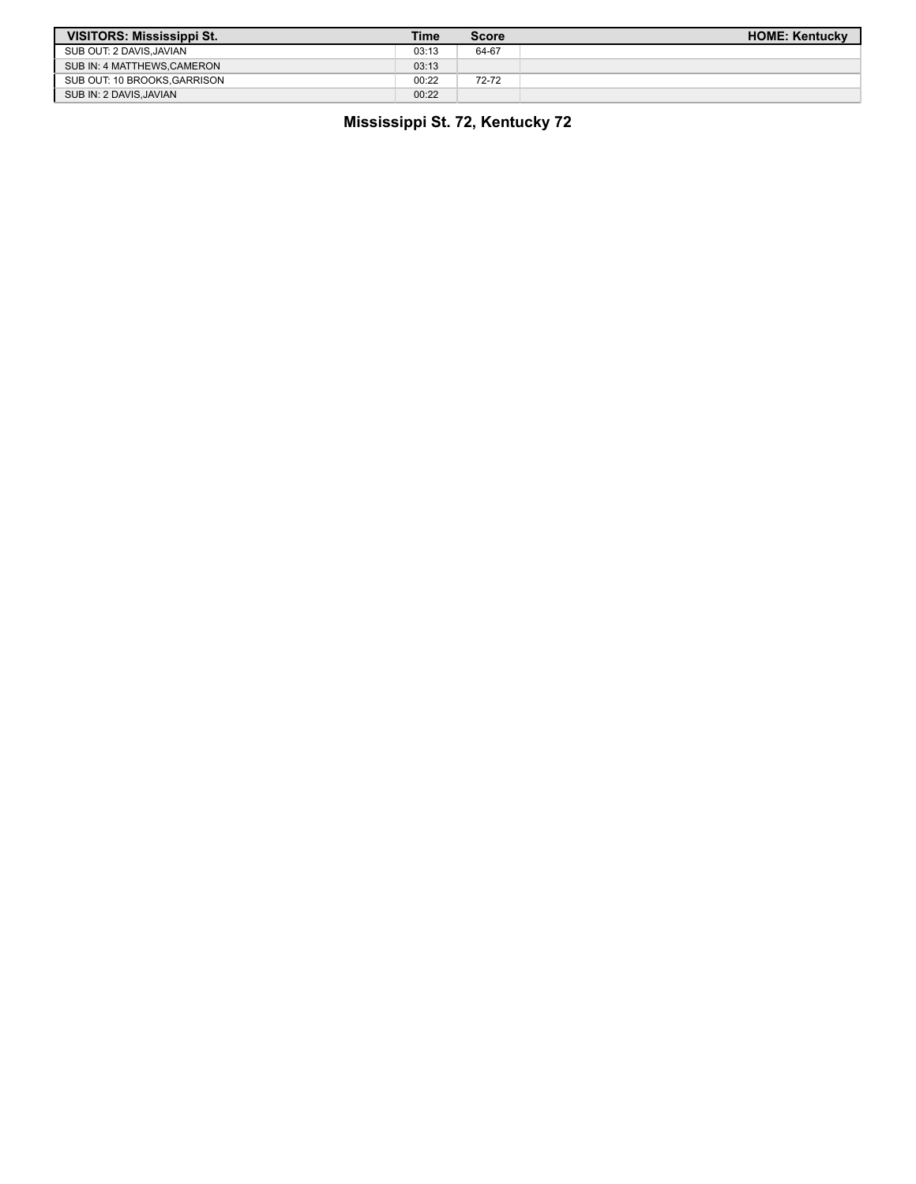| VISITORS: Mississippi St. | Time | Score | HOME: Kentucky |
| --- | --- | --- | --- |
| SUB OUT: 2 DAVIS,JAVIAN | 03:13 | 64-67 | |
| SUB IN: 4 MATTHEWS,CAMERON | 03:13 | | |
| SUB OUT: 10 BROOKS,GARRISON | 00:22 | 72-72 | |
| SUB IN: 2 DAVIS,JAVIAN | 00:22 | | |

**Mississippi St. 72, Kentucky 72**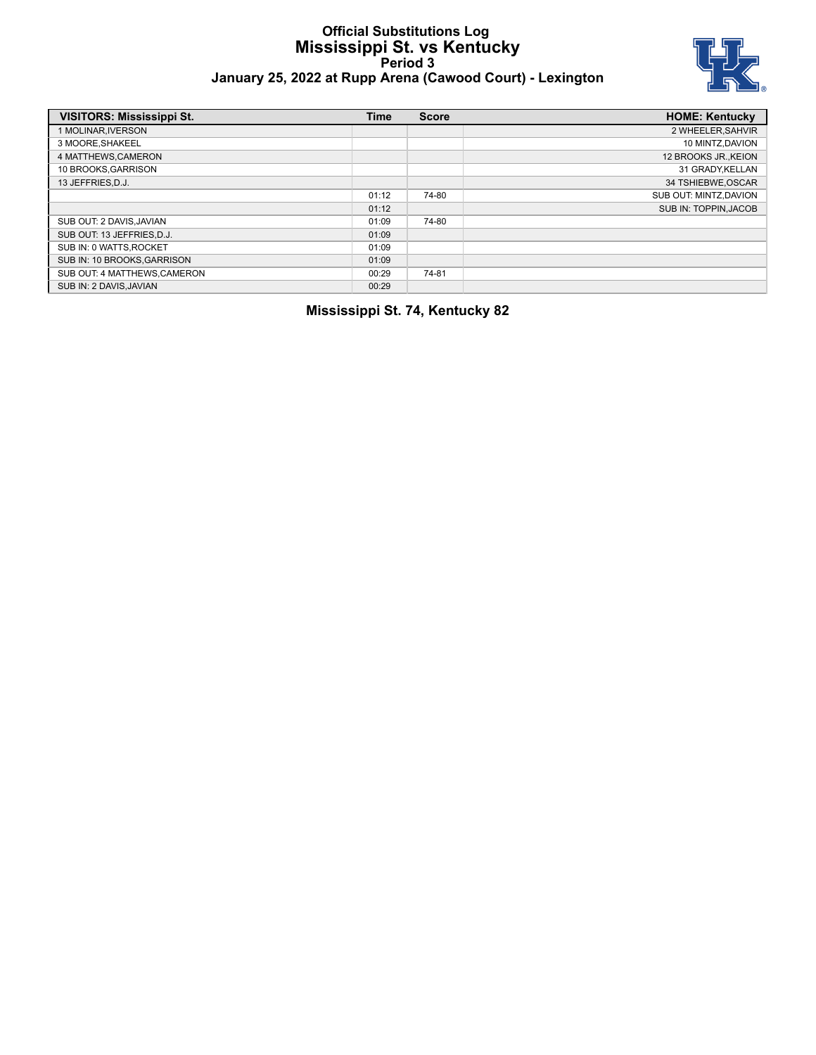# Official Substitutions Log
## Mississippi St. vs Kentucky
### Period 3
### January 25, 2022 at Rupp Arena (Cawood Court) - Lexington

| VISITORS: Mississippi St. | Time | Score | HOME: Kentucky |
| --- | --- | --- | --- |
| 1 MOLINAR,IVERSON | | | 2 WHEELER,SAHVIR |
| 3 MOORE,SHAKEEL | | | 10 MINTZ,DAVION |
| 4 MATTHEWS,CAMERON | | | 12 BROOKS JR.,KEION |
| 10 BROOKS,GARRISON | | | 31 GRADY,KELLAN |
| 13 JEFFRIES,D.J. | | | 34 TSHIEBWE,OSCAR |
| | 01:12 | 74-80 | SUB OUT: MINTZ,DAVION |
| | 01:12 | | SUB IN: TOPPIN,JACOB |
| SUB OUT: 2 DAVIS,JAVIAN | 01:09 | 74-80 | |
| SUB OUT: 13 JEFFRIES,D.J. | 01:09 | | |
| SUB IN: 0 WATTS,ROCKET | 01:09 | | |
| SUB IN: 10 BROOKS,GARRISON | 01:09 | | |
| SUB OUT: 4 MATTHEWS,CAMERON | 00:29 | 74-81 | |
| SUB IN: 2 DAVIS,JAVIAN | 00:29 | | |

**Mississippi St. 74, Kentucky 82**